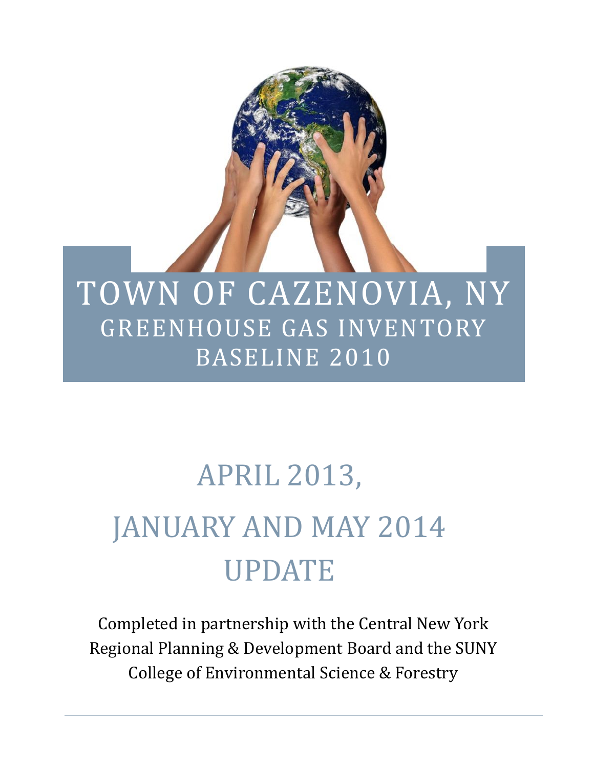# TOWN OF CAZENOVIA, NY

## GREENHOUSE GAS INVENTORY BASELINE 2010

## APRIL 2013, JANUARY AND MAY 2014 UPDATE

Completed in partnership with the Central New York Regional Planning & Development Board and the SUNY College of Environmental Science & Forestry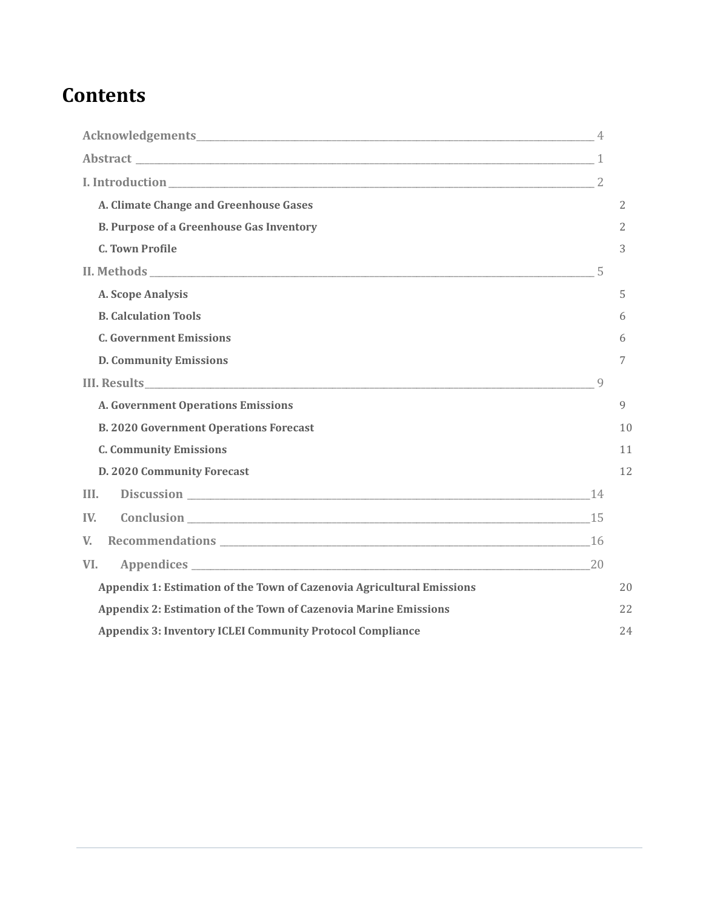# Contents

Acknowledgements ____ 4

Abstract ____ 1

I. Introduction ____ 2

- A. Climate Change and Greenhouse Gases 2
- B. Purpose of a Greenhouse Gas Inventory 2
- C. Town Profile 3

II. Methods ____ 5

- A. Scope Analysis 5
- B. Calculation Tools 6
- C. Government Emissions 6
- D. Community Emissions 7

III. Results ____ 9

- A. Government Operations Emissions 9
- B. 2020 Government Operations Forecast 10
- C. Community Emissions 11
- D. 2020 Community Forecast 12

III. Discussion ____ 14

IV. Conclusion ____ 15

V. Recommendations ____ 16

VI. Appendices ____ 20

- Appendix 1: Estimation of the Town of Cazenovia Agricultural Emissions 20
- Appendix 2: Estimation of the Town of Cazenovia Marine Emissions 22
- Appendix 3: Inventory ICLEI Community Protocol Compliance 24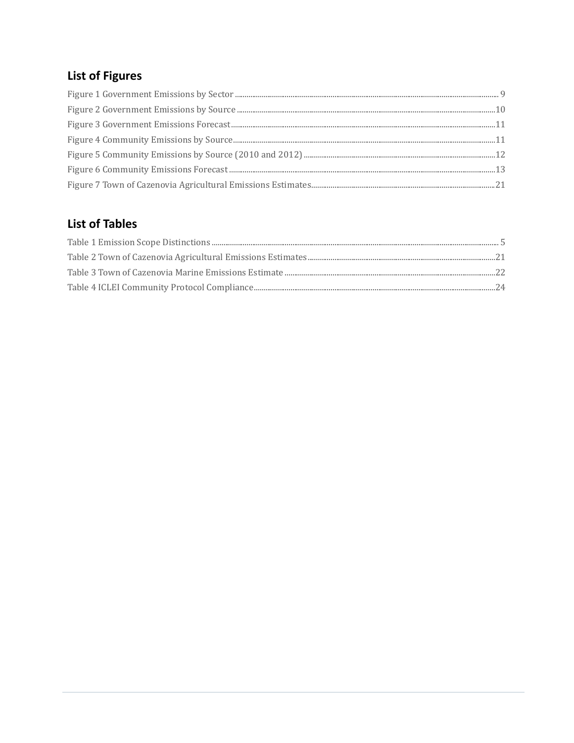## List of Figures

Figure 1 Government Emissions by Sector ........ 9
Figure 2 Government Emissions by Source ........ 10
Figure 3 Government Emissions Forecast ........ 11
Figure 4 Community Emissions by Source ........ 11
Figure 5 Community Emissions by Source (2010 and 2012) ........ 12
Figure 6 Community Emissions Forecast ........ 13
Figure 7 Town of Cazenovia Agricultural Emissions Estimates ........ 21

## List of Tables

Table 1 Emission Scope Distinctions ........ 5
Table 2 Town of Cazenovia Agricultural Emissions Estimates ........ 21
Table 3 Town of Cazenovia Marine Emissions Estimate ........ 22
Table 4 ICLEI Community Protocol Compliance ........ 24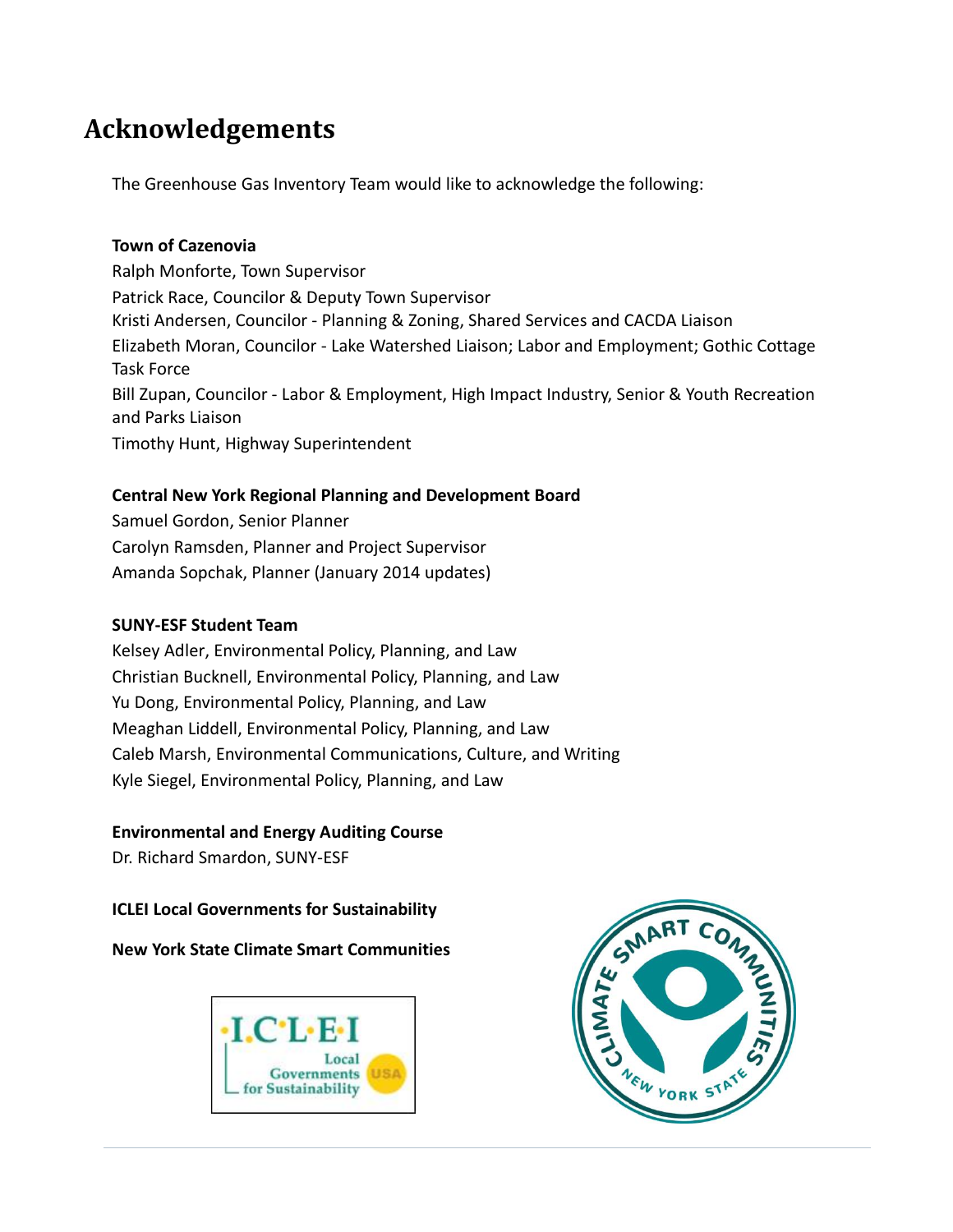# Acknowledgements

The Greenhouse Gas Inventory Team would like to acknowledge the following:

**Town of Cazenovia**

Ralph Monforte, Town Supervisor
Patrick Race, Councilor & Deputy Town Supervisor
Kristi Andersen, Councilor - Planning & Zoning, Shared Services and CACDA Liaison
Elizabeth Moran, Councilor - Lake Watershed Liaison; Labor and Employment; Gothic Cottage Task Force
Bill Zupan, Councilor - Labor & Employment, High Impact Industry, Senior & Youth Recreation and Parks Liaison
Timothy Hunt, Highway Superintendent

**Central New York Regional Planning and Development Board**

Samuel Gordon, Senior Planner
Carolyn Ramsden, Planner and Project Supervisor
Amanda Sopchak, Planner (January 2014 updates)

**SUNY-ESF Student Team**

Kelsey Adler, Environmental Policy, Planning, and Law
Christian Bucknell, Environmental Policy, Planning, and Law
Yu Dong, Environmental Policy, Planning, and Law
Meaghan Liddell, Environmental Policy, Planning, and Law
Caleb Marsh, Environmental Communications, Culture, and Writing
Kyle Siegel, Environmental Policy, Planning, and Law

**Environmental and Energy Auditing Course**

Dr. Richard Smardon, SUNY-ESF

**ICLEI Local Governments for Sustainability**

**New York State Climate Smart Communities**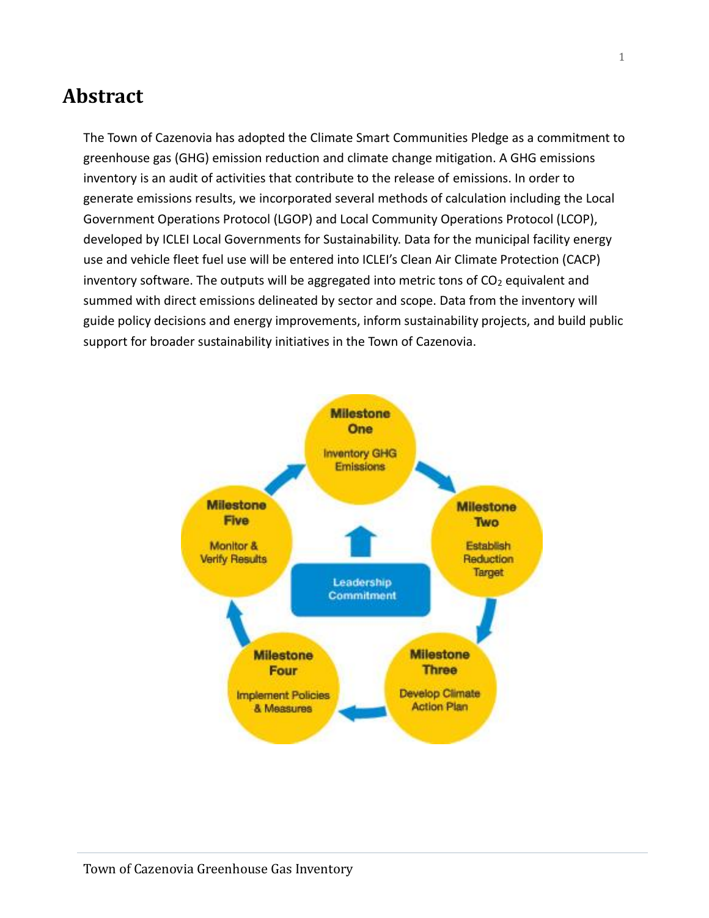# Abstract

The Town of Cazenovia has adopted the Climate Smart Communities Pledge as a commitment to greenhouse gas (GHG) emission reduction and climate change mitigation. A GHG emissions inventory is an audit of activities that contribute to the release of emissions. In order to generate emissions results, we incorporated several methods of calculation including the Local Government Operations Protocol (LGOP) and Local Community Operations Protocol (LCOP), developed by ICLEI Local Governments for Sustainability. Data for the municipal facility energy use and vehicle fleet fuel use will be entered into ICLEI's Clean Air Climate Protection (CACP) inventory software. The outputs will be aggregated into metric tons of $CO_2$ equivalent and summed with direct emissions delineated by sector and scope. Data from the inventory will guide policy decisions and energy improvements, inform sustainability projects, and build public support for broader sustainability initiatives in the Town of Cazenovia.

Milestone One: Inventory GHG Emissions

Milestone Two: Establish Reduction Target

Milestone Three: Develop Climate Action Plan

Milestone Four: Implement Policies & Measures

Milestone Five: Monitor & Verify Results

Leadership Commitment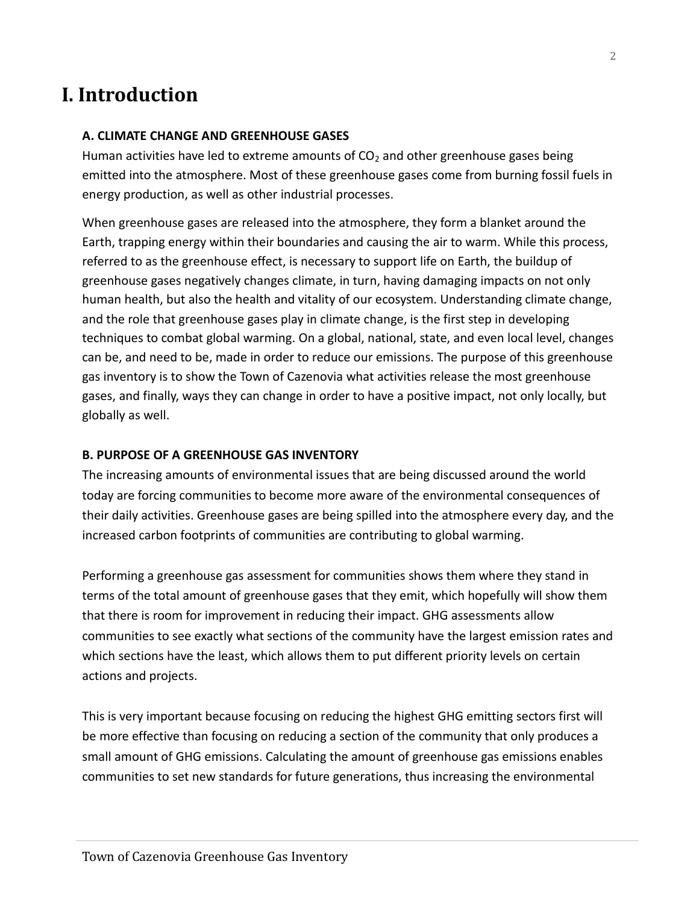# I. Introduction

**A. CLIMATE CHANGE AND GREENHOUSE GASES**

Human activities have led to extreme amounts of $CO_2$ and other greenhouse gases being emitted into the atmosphere. Most of these greenhouse gases come from burning fossil fuels in energy production, as well as other industrial processes.

When greenhouse gases are released into the atmosphere, they form a blanket around the Earth, trapping energy within their boundaries and causing the air to warm. While this process, referred to as the greenhouse effect, is necessary to support life on Earth, the buildup of greenhouse gases negatively changes climate, in turn, having damaging impacts on not only human health, but also the health and vitality of our ecosystem. Understanding climate change, and the role that greenhouse gases play in climate change, is the first step in developing techniques to combat global warming. On a global, national, state, and even local level, changes can be, and need to be, made in order to reduce our emissions. The purpose of this greenhouse gas inventory is to show the Town of Cazenovia what activities release the most greenhouse gases, and finally, ways they can change in order to have a positive impact, not only locally, but globally as well.

**B. PURPOSE OF A GREENHOUSE GAS INVENTORY**

The increasing amounts of environmental issues that are being discussed around the world today are forcing communities to become more aware of the environmental consequences of their daily activities. Greenhouse gases are being spilled into the atmosphere every day, and the increased carbon footprints of communities are contributing to global warming.

Performing a greenhouse gas assessment for communities shows them where they stand in terms of the total amount of greenhouse gases that they emit, which hopefully will show them that there is room for improvement in reducing their impact. GHG assessments allow communities to see exactly what sections of the community have the largest emission rates and which sections have the least, which allows them to put different priority levels on certain actions and projects.

This is very important because focusing on reducing the highest GHG emitting sectors first will be more effective than focusing on reducing a section of the community that only produces a small amount of GHG emissions. Calculating the amount of greenhouse gas emissions enables communities to set new standards for future generations, thus increasing the environmental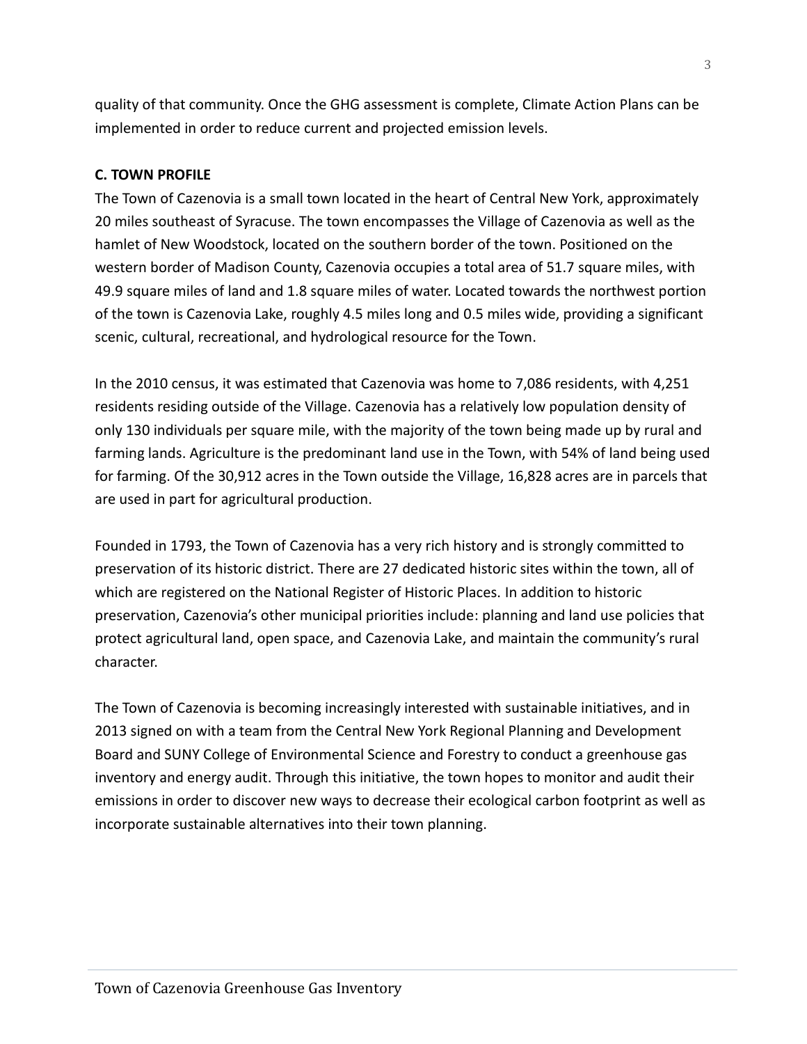quality of that community. Once the GHG assessment is complete, Climate Action Plans can be implemented in order to reduce current and projected emission levels.

### C. TOWN PROFILE

The Town of Cazenovia is a small town located in the heart of Central New York, approximately 20 miles southeast of Syracuse. The town encompasses the Village of Cazenovia as well as the hamlet of New Woodstock, located on the southern border of the town. Positioned on the western border of Madison County, Cazenovia occupies a total area of 51.7 square miles, with 49.9 square miles of land and 1.8 square miles of water. Located towards the northwest portion of the town is Cazenovia Lake, roughly 4.5 miles long and 0.5 miles wide, providing a significant scenic, cultural, recreational, and hydrological resource for the Town.

In the 2010 census, it was estimated that Cazenovia was home to 7,086 residents, with 4,251 residents residing outside of the Village. Cazenovia has a relatively low population density of only 130 individuals per square mile, with the majority of the town being made up by rural and farming lands. Agriculture is the predominant land use in the Town, with 54% of land being used for farming. Of the 30,912 acres in the Town outside the Village, 16,828 acres are in parcels that are used in part for agricultural production.

Founded in 1793, the Town of Cazenovia has a very rich history and is strongly committed to preservation of its historic district. There are 27 dedicated historic sites within the town, all of which are registered on the National Register of Historic Places. In addition to historic preservation, Cazenovia's other municipal priorities include: planning and land use policies that protect agricultural land, open space, and Cazenovia Lake, and maintain the community's rural character.

The Town of Cazenovia is becoming increasingly interested with sustainable initiatives, and in 2013 signed on with a team from the Central New York Regional Planning and Development Board and SUNY College of Environmental Science and Forestry to conduct a greenhouse gas inventory and energy audit. Through this initiative, the town hopes to monitor and audit their emissions in order to discover new ways to decrease their ecological carbon footprint as well as incorporate sustainable alternatives into their town planning.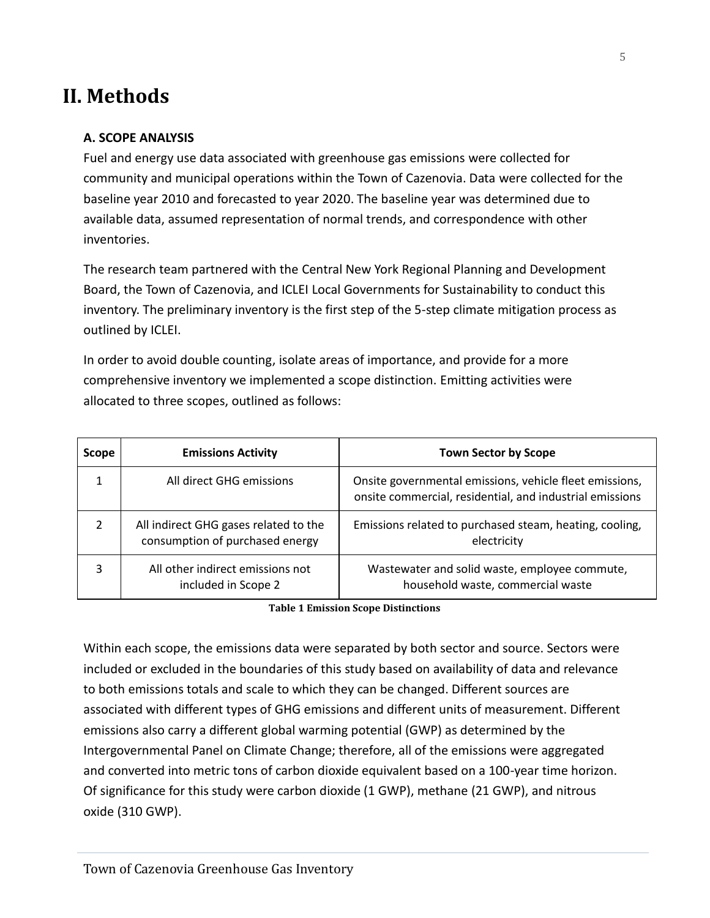# II. Methods

### A. SCOPE ANALYSIS

Fuel and energy use data associated with greenhouse gas emissions were collected for community and municipal operations within the Town of Cazenovia. Data were collected for the baseline year 2010 and forecasted to year 2020. The baseline year was determined due to available data, assumed representation of normal trends, and correspondence with other inventories.

The research team partnered with the Central New York Regional Planning and Development Board, the Town of Cazenovia, and ICLEI Local Governments for Sustainability to conduct this inventory. The preliminary inventory is the first step of the 5-step climate mitigation process as outlined by ICLEI.

In order to avoid double counting, isolate areas of importance, and provide for a more comprehensive inventory we implemented a scope distinction. Emitting activities were allocated to three scopes, outlined as follows:

| Scope | Emissions Activity | Town Sector by Scope |
|---|---|---|
| 1 | All direct GHG emissions | Onsite governmental emissions, vehicle fleet emissions, onsite commercial, residential, and industrial emissions |
| 2 | All indirect GHG gases related to the consumption of purchased energy | Emissions related to purchased steam, heating, cooling, electricity |
| 3 | All other indirect emissions not included in Scope 2 | Wastewater and solid waste, employee commute, household waste, commercial waste |

**Table 1 Emission Scope Distinctions**

Within each scope, the emissions data were separated by both sector and source. Sectors were included or excluded in the boundaries of this study based on availability of data and relevance to both emissions totals and scale to which they can be changed. Different sources are associated with different types of GHG emissions and different units of measurement. Different emissions also carry a different global warming potential (GWP) as determined by the Intergovernmental Panel on Climate Change; therefore, all of the emissions were aggregated and converted into metric tons of carbon dioxide equivalent based on a 100-year time horizon. Of significance for this study were carbon dioxide (1 GWP), methane (21 GWP), and nitrous oxide (310 GWP).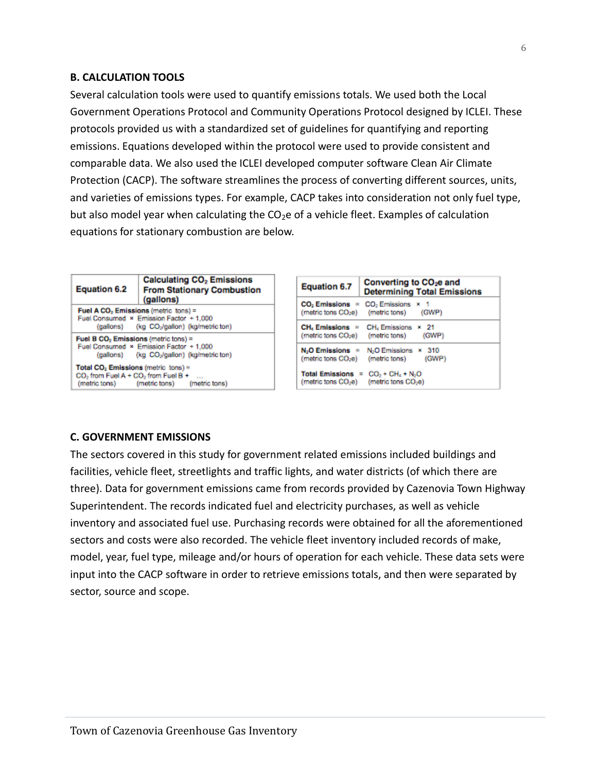### B. CALCULATION TOOLS

Several calculation tools were used to quantify emissions totals. We used both the Local Government Operations Protocol and Community Operations Protocol designed by ICLEI. These protocols provided us with a standardized set of guidelines for quantifying and reporting emissions. Equations developed within the protocol were used to provide consistent and comparable data. We also used the ICLEI developed computer software Clean Air Climate Protection (CACP). The software streamlines the process of converting different sources, units, and varieties of emissions types. For example, CACP takes into consideration not only fuel type, but also model year when calculating the $CO_2e$ of a vehicle fleet. Examples of calculation equations for stationary combustion are below.

| Equation 6.2 | Calculating $CO_2$ Emissions From Stationary Combustion (gallons) |
|---|---|
| **Fuel A $CO_2$ Emissions** (metric tons) = Fuel Consumed (gallons) × Emission Factor (kg $CO_2$/gallon) ÷ 1,000 (kg/metric ton) | |
| **Fuel B $CO_2$ Emissions** (metric tons) = Fuel Consumed (gallons) × Emission Factor (kg $CO_2$/gallon) ÷ 1,000 (kg/metric ton) | |
| **Total $CO_2$ Emissions** (metric tons) = $CO_2$ from Fuel A (metric tons) + $CO_2$ from Fuel B (metric tons) + ... (metric tons) | |

| Equation 6.7 | Converting to $CO_2e$ and Determining Total Emissions |
|---|---|
| **$CO_2$ Emissions** (metric tons $CO_2e$) = $CO_2$ Emissions (metric tons) × 1 (GWP) | |
| **$CH_4$ Emissions** (metric tons $CO_2e$) = $CH_4$ Emissions (metric tons) × 21 (GWP) | |
| **$N_2O$ Emissions** (metric tons $CO_2e$) = $N_2O$ Emissions (metric tons) × 310 (GWP) | |
| **Total Emissions** (metric tons $CO_2e$) = $CO_2$ + $CH_4$ + $N_2O$ (metric tons $CO_2e$) | |

### C. GOVERNMENT EMISSIONS

The sectors covered in this study for government related emissions included buildings and facilities, vehicle fleet, streetlights and traffic lights, and water districts (of which there are three). Data for government emissions came from records provided by Cazenovia Town Highway Superintendent. The records indicated fuel and electricity purchases, as well as vehicle inventory and associated fuel use. Purchasing records were obtained for all the aforementioned sectors and costs were also recorded. The vehicle fleet inventory included records of make, model, year, fuel type, mileage and/or hours of operation for each vehicle. These data sets were input into the CACP software in order to retrieve emissions totals, and then were separated by sector, source and scope.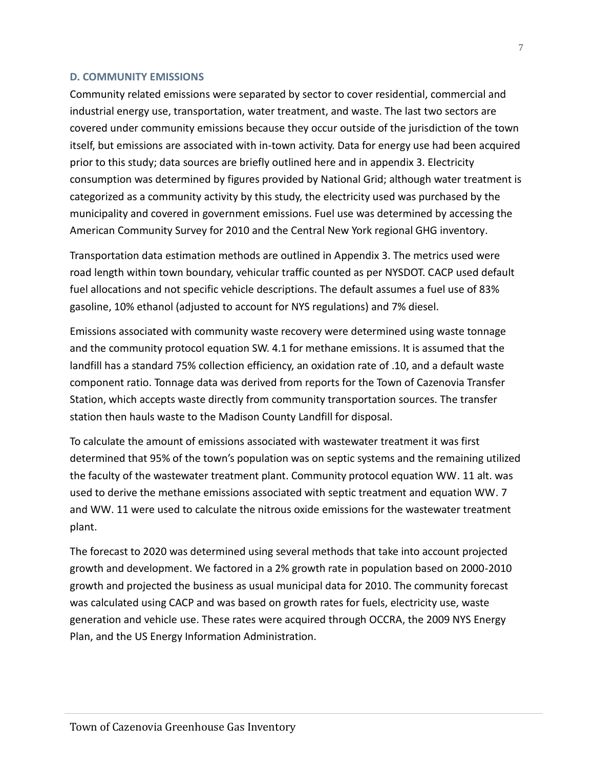### D. COMMUNITY EMISSIONS

Community related emissions were separated by sector to cover residential, commercial and industrial energy use, transportation, water treatment, and waste. The last two sectors are covered under community emissions because they occur outside of the jurisdiction of the town itself, but emissions are associated with in-town activity. Data for energy use had been acquired prior to this study; data sources are briefly outlined here and in appendix 3. Electricity consumption was determined by figures provided by National Grid; although water treatment is categorized as a community activity by this study, the electricity used was purchased by the municipality and covered in government emissions. Fuel use was determined by accessing the American Community Survey for 2010 and the Central New York regional GHG inventory.

Transportation data estimation methods are outlined in Appendix 3. The metrics used were road length within town boundary, vehicular traffic counted as per NYSDOT. CACP used default fuel allocations and not specific vehicle descriptions. The default assumes a fuel use of 83% gasoline, 10% ethanol (adjusted to account for NYS regulations) and 7% diesel.

Emissions associated with community waste recovery were determined using waste tonnage and the community protocol equation SW. 4.1 for methane emissions. It is assumed that the landfill has a standard 75% collection efficiency, an oxidation rate of .10, and a default waste component ratio. Tonnage data was derived from reports for the Town of Cazenovia Transfer Station, which accepts waste directly from community transportation sources. The transfer station then hauls waste to the Madison County Landfill for disposal.

To calculate the amount of emissions associated with wastewater treatment it was first determined that 95% of the town's population was on septic systems and the remaining utilized the faculty of the wastewater treatment plant. Community protocol equation WW. 11 alt. was used to derive the methane emissions associated with septic treatment and equation WW. 7 and WW. 11 were used to calculate the nitrous oxide emissions for the wastewater treatment plant.

The forecast to 2020 was determined using several methods that take into account projected growth and development. We factored in a 2% growth rate in population based on 2000-2010 growth and projected the business as usual municipal data for 2010. The community forecast was calculated using CACP and was based on growth rates for fuels, electricity use, waste generation and vehicle use. These rates were acquired through OCCRA, the 2009 NYS Energy Plan, and the US Energy Information Administration.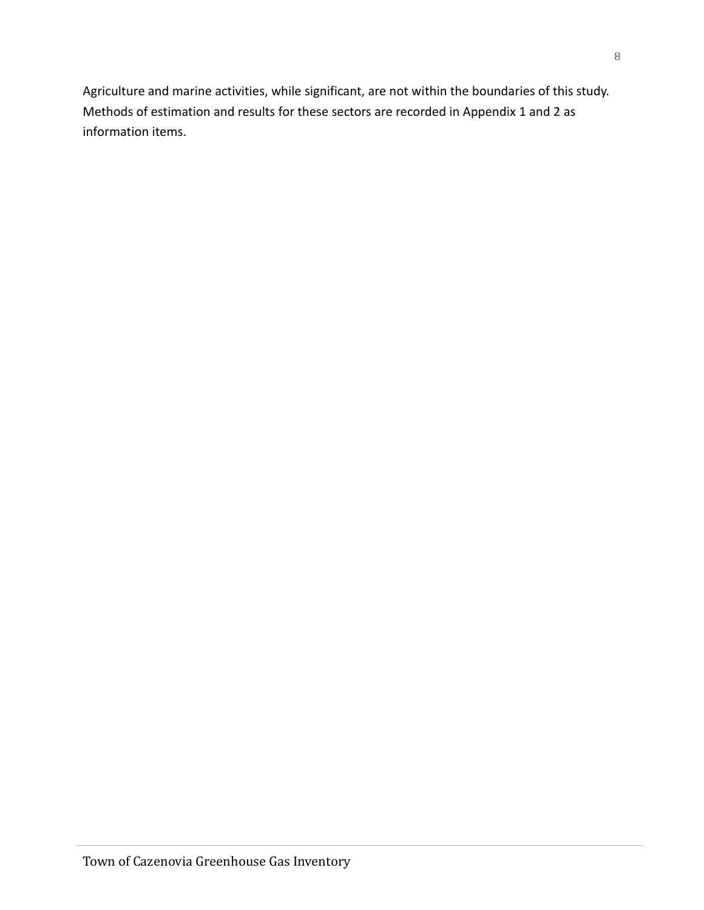Agriculture and marine activities, while significant, are not within the boundaries of this study. Methods of estimation and results for these sectors are recorded in Appendix 1 and 2 as information items.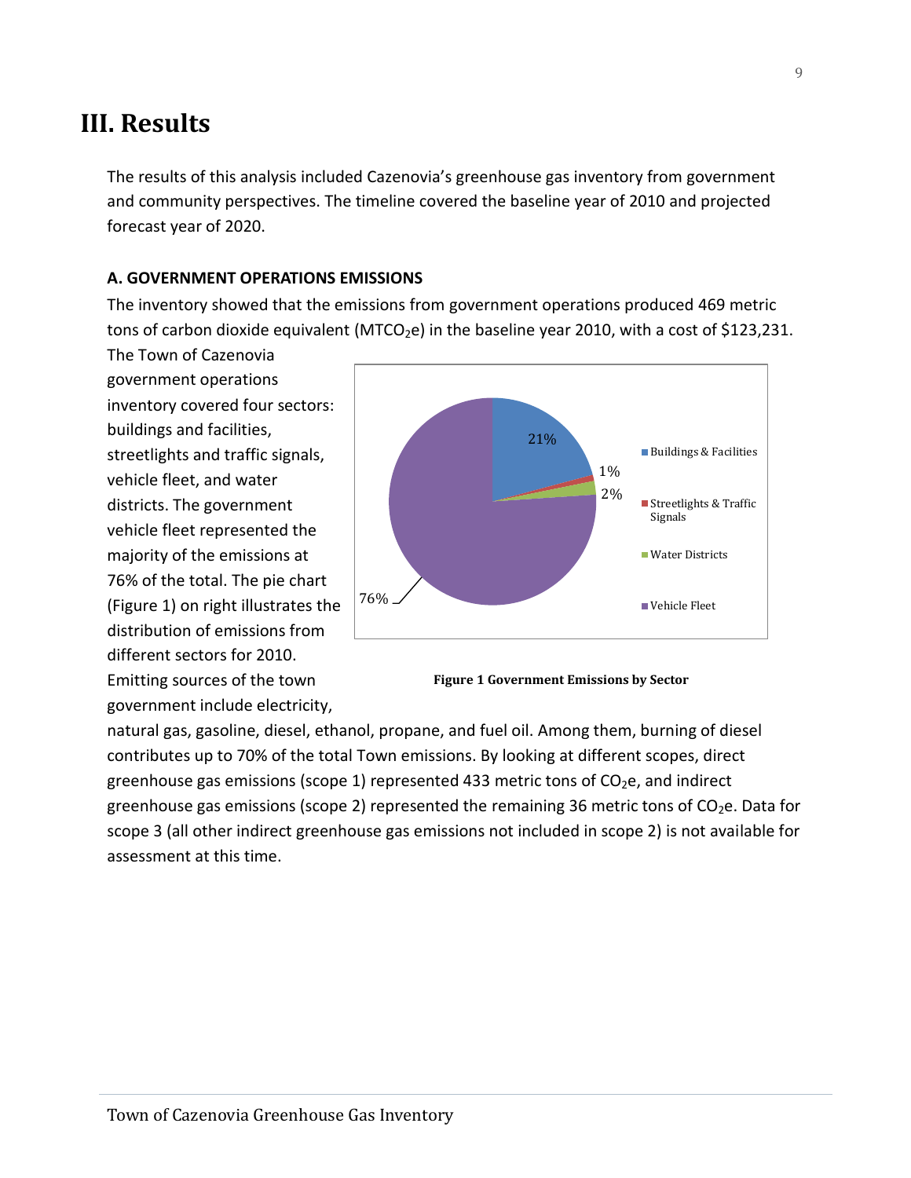# III. Results

The results of this analysis included Cazenovia's greenhouse gas inventory from government and community perspectives. The timeline covered the baseline year of 2010 and projected forecast year of 2020.

**A. GOVERNMENT OPERATIONS EMISSIONS**

The inventory showed that the emissions from government operations produced 469 metric tons of carbon dioxide equivalent ($MTCO_2e$) in the baseline year 2010, with a cost of $123,231. The Town of Cazenovia government operations inventory covered four sectors: buildings and facilities, streetlights and traffic signals, vehicle fleet, and water districts. The government vehicle fleet represented the majority of the emissions at 76% of the total. The pie chart (Figure 1) on right illustrates the distribution of emissions from different sectors for 2010. Emitting sources of the town government include electricity, natural gas, gasoline, diesel, ethanol, propane, and fuel oil. Among them, burning of diesel contributes up to 70% of the total Town emissions. By looking at different scopes, direct greenhouse gas emissions (scope 1) represented 433 metric tons of $CO_2e$, and indirect greenhouse gas emissions (scope 2) represented the remaining 36 metric tons of $CO_2e$. Data for scope 3 (all other indirect greenhouse gas emissions not included in scope 2) is not available for assessment at this time.

**Figure 1 Government Emissions by Sector**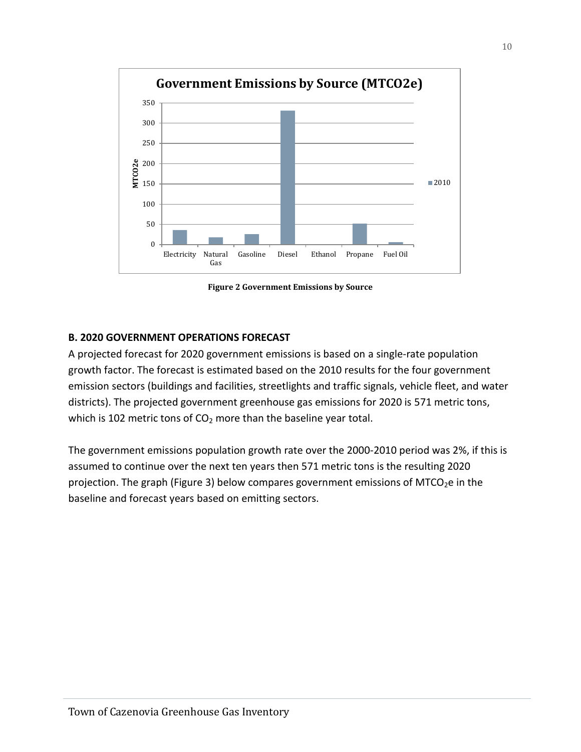**Figure 2 Government Emissions by Source**

**B. 2020 GOVERNMENT OPERATIONS FORECAST**

A projected forecast for 2020 government emissions is based on a single-rate population growth factor. The forecast is estimated based on the 2010 results for the four government emission sectors (buildings and facilities, streetlights and traffic signals, vehicle fleet, and water districts). The projected government greenhouse gas emissions for 2020 is 571 metric tons, which is 102 metric tons of $CO_2$ more than the baseline year total.

The government emissions population growth rate over the 2000-2010 period was 2%, if this is assumed to continue over the next ten years then 571 metric tons is the resulting 2020 projection. The graph (Figure 3) below compares government emissions of $MTCO_2e$ in the baseline and forecast years based on emitting sectors.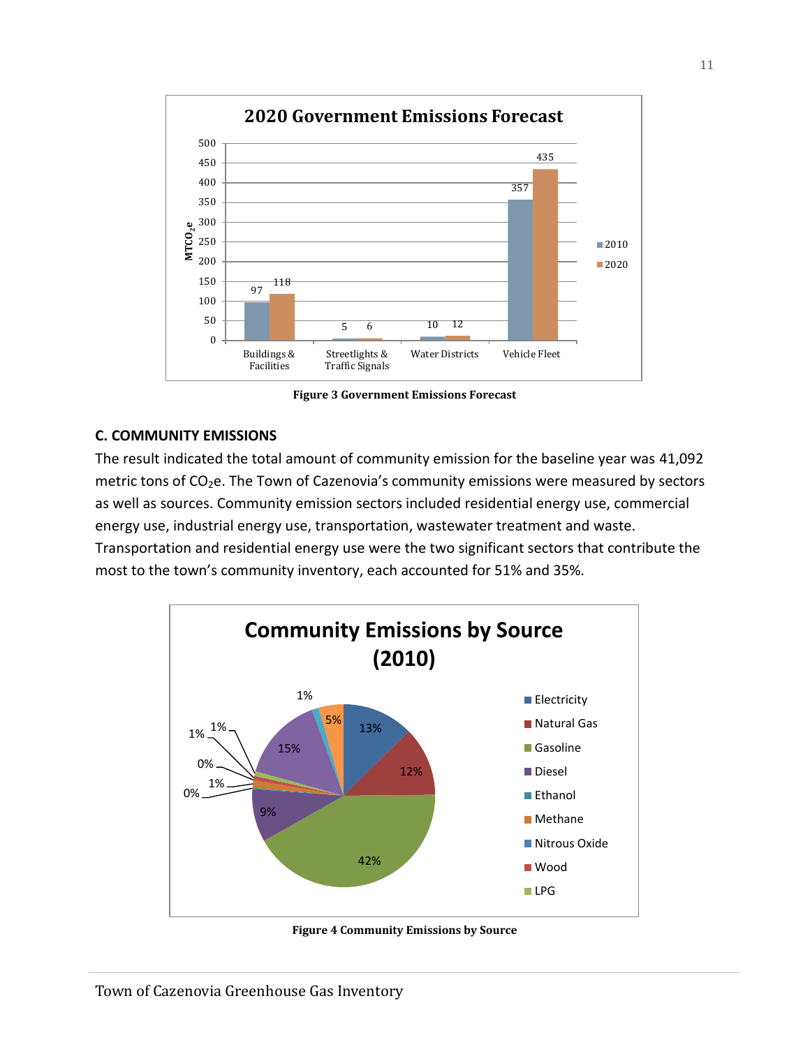**Figure 3 Government Emissions Forecast**

### C. COMMUNITY EMISSIONS

The result indicated the total amount of community emission for the baseline year was 41,092 metric tons of $CO_2$e. The Town of Cazenovia's community emissions were measured by sectors as well as sources. Community emission sectors included residential energy use, commercial energy use, industrial energy use, transportation, wastewater treatment and waste. Transportation and residential energy use were the two significant sectors that contribute the most to the town's community inventory, each accounted for 51% and 35%.

**Figure 4 Community Emissions by Source**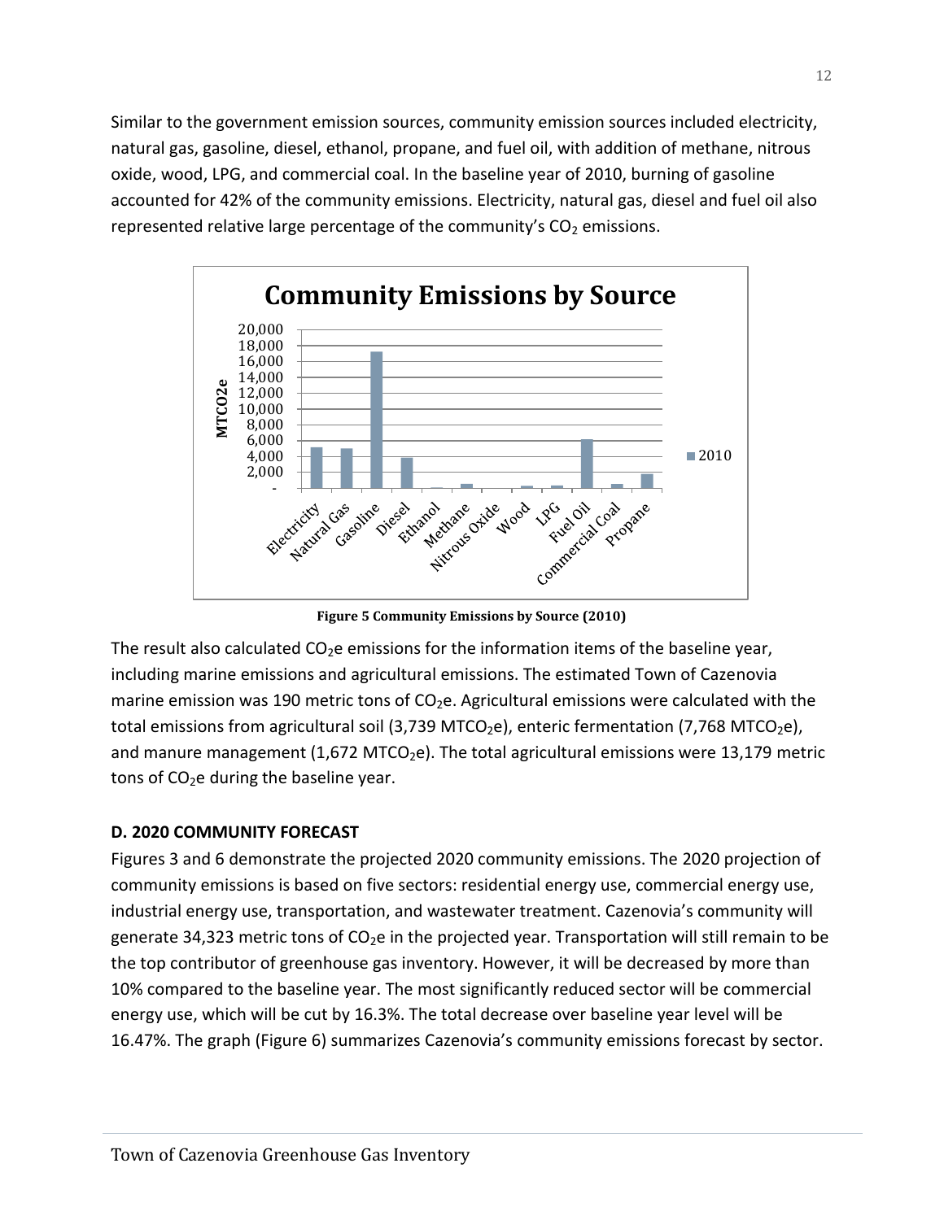Similar to the government emission sources, community emission sources included electricity, natural gas, gasoline, diesel, ethanol, propane, and fuel oil, with addition of methane, nitrous oxide, wood, LPG, and commercial coal. In the baseline year of 2010, burning of gasoline accounted for 42% of the community emissions. Electricity, natural gas, diesel and fuel oil also represented relative large percentage of the community's $CO_2$ emissions.

**Figure 5 Community Emissions by Source (2010)**

The result also calculated $CO_2e$ emissions for the information items of the baseline year, including marine emissions and agricultural emissions. The estimated Town of Cazenovia marine emission was 190 metric tons of $CO_2e$. Agricultural emissions were calculated with the total emissions from agricultural soil (3,739 $MTCO_2e$), enteric fermentation (7,768 $MTCO_2e$), and manure management (1,672 $MTCO_2e$). The total agricultural emissions were 13,179 metric tons of $CO_2e$ during the baseline year.

**D. 2020 COMMUNITY FORECAST**

Figures 3 and 6 demonstrate the projected 2020 community emissions. The 2020 projection of community emissions is based on five sectors: residential energy use, commercial energy use, industrial energy use, transportation, and wastewater treatment. Cazenovia's community will generate 34,323 metric tons of $CO_2e$ in the projected year. Transportation will still remain to be the top contributor of greenhouse gas inventory. However, it will be decreased by more than 10% compared to the baseline year. The most significantly reduced sector will be commercial energy use, which will be cut by 16.3%. The total decrease over baseline year level will be 16.47%. The graph (Figure 6) summarizes Cazenovia's community emissions forecast by sector.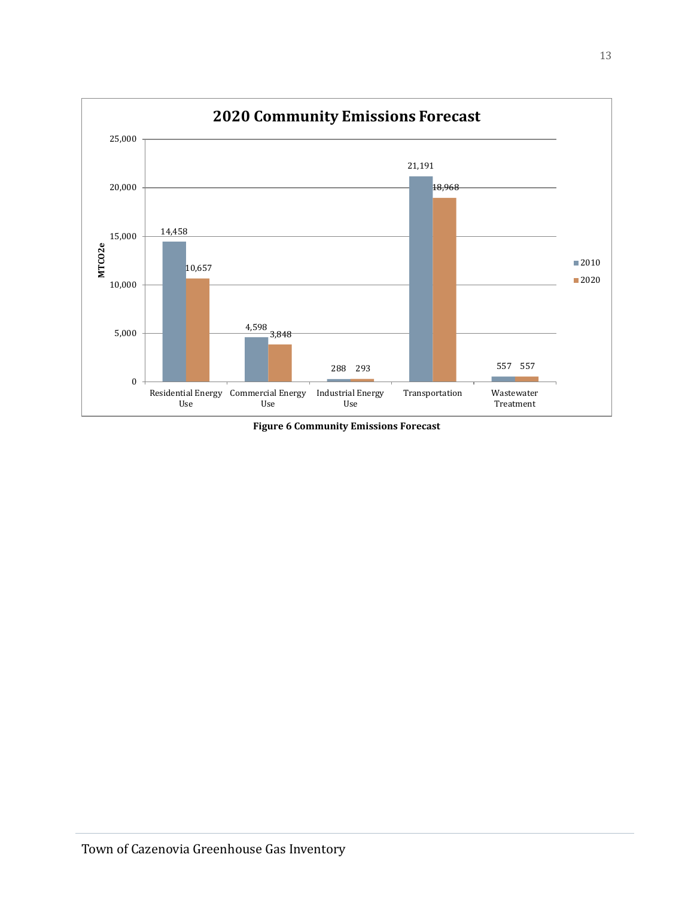**2020 Community Emissions Forecast**

| MTCO2e | 2010 | 2020 |
| --- | --- | --- |
| Residential Energy Use | 14,458 | 10,657 |
| Commercial Energy Use | 4,598 | 3,848 |
| Industrial Energy Use | 288 | 293 |
| Transportation | 21,191 | 18,968 |
| Wastewater Treatment | 557 | 557 |

**Figure 6 Community Emissions Forecast**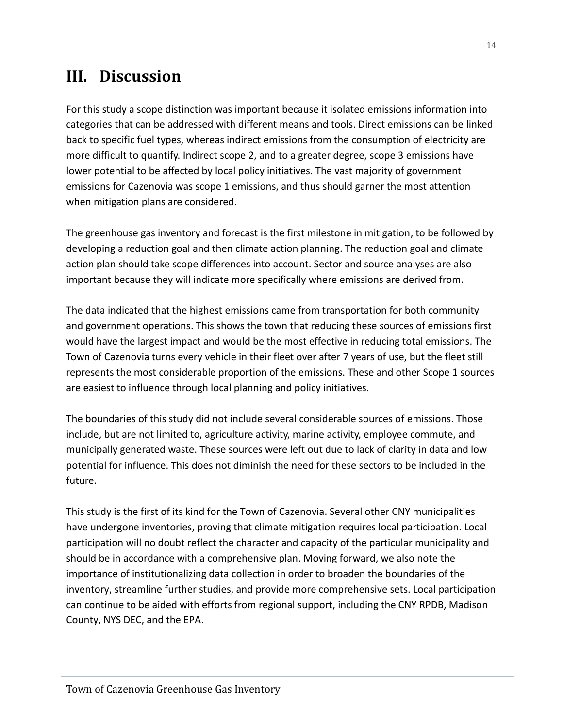# III. Discussion

For this study a scope distinction was important because it isolated emissions information into categories that can be addressed with different means and tools. Direct emissions can be linked back to specific fuel types, whereas indirect emissions from the consumption of electricity are more difficult to quantify. Indirect scope 2, and to a greater degree, scope 3 emissions have lower potential to be affected by local policy initiatives. The vast majority of government emissions for Cazenovia was scope 1 emissions, and thus should garner the most attention when mitigation plans are considered.

The greenhouse gas inventory and forecast is the first milestone in mitigation, to be followed by developing a reduction goal and then climate action planning. The reduction goal and climate action plan should take scope differences into account. Sector and source analyses are also important because they will indicate more specifically where emissions are derived from.

The data indicated that the highest emissions came from transportation for both community and government operations. This shows the town that reducing these sources of emissions first would have the largest impact and would be the most effective in reducing total emissions. The Town of Cazenovia turns every vehicle in their fleet over after 7 years of use, but the fleet still represents the most considerable proportion of the emissions. These and other Scope 1 sources are easiest to influence through local planning and policy initiatives.

The boundaries of this study did not include several considerable sources of emissions. Those include, but are not limited to, agriculture activity, marine activity, employee commute, and municipally generated waste. These sources were left out due to lack of clarity in data and low potential for influence. This does not diminish the need for these sectors to be included in the future.

This study is the first of its kind for the Town of Cazenovia. Several other CNY municipalities have undergone inventories, proving that climate mitigation requires local participation. Local participation will no doubt reflect the character and capacity of the particular municipality and should be in accordance with a comprehensive plan. Moving forward, we also note the importance of institutionalizing data collection in order to broaden the boundaries of the inventory, streamline further studies, and provide more comprehensive sets. Local participation can continue to be aided with efforts from regional support, including the CNY RPDB, Madison County, NYS DEC, and the EPA.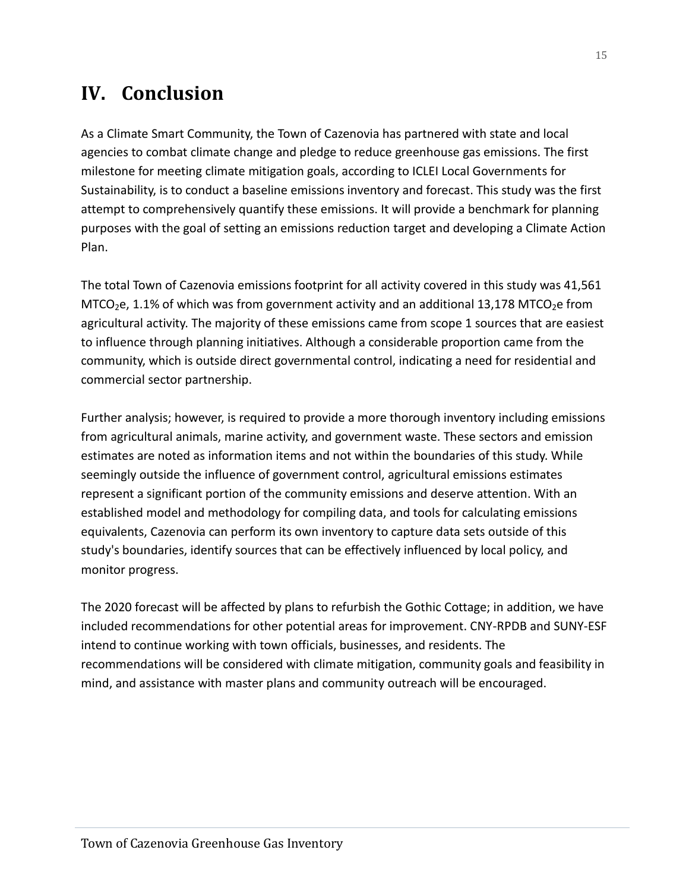# IV. Conclusion

As a Climate Smart Community, the Town of Cazenovia has partnered with state and local agencies to combat climate change and pledge to reduce greenhouse gas emissions. The first milestone for meeting climate mitigation goals, according to ICLEI Local Governments for Sustainability, is to conduct a baseline emissions inventory and forecast. This study was the first attempt to comprehensively quantify these emissions. It will provide a benchmark for planning purposes with the goal of setting an emissions reduction target and developing a Climate Action Plan.

The total Town of Cazenovia emissions footprint for all activity covered in this study was 41,561 $MTCO_2e$, 1.1% of which was from government activity and an additional 13,178 $MTCO_2e$ from agricultural activity. The majority of these emissions came from scope 1 sources that are easiest to influence through planning initiatives. Although a considerable proportion came from the community, which is outside direct governmental control, indicating a need for residential and commercial sector partnership.

Further analysis; however, is required to provide a more thorough inventory including emissions from agricultural animals, marine activity, and government waste. These sectors and emission estimates are noted as information items and not within the boundaries of this study. While seemingly outside the influence of government control, agricultural emissions estimates represent a significant portion of the community emissions and deserve attention. With an established model and methodology for compiling data, and tools for calculating emissions equivalents, Cazenovia can perform its own inventory to capture data sets outside of this study's boundaries, identify sources that can be effectively influenced by local policy, and monitor progress.

The 2020 forecast will be affected by plans to refurbish the Gothic Cottage; in addition, we have included recommendations for other potential areas for improvement. CNY-RPDB and SUNY-ESF intend to continue working with town officials, businesses, and residents. The recommendations will be considered with climate mitigation, community goals and feasibility in mind, and assistance with master plans and community outreach will be encouraged.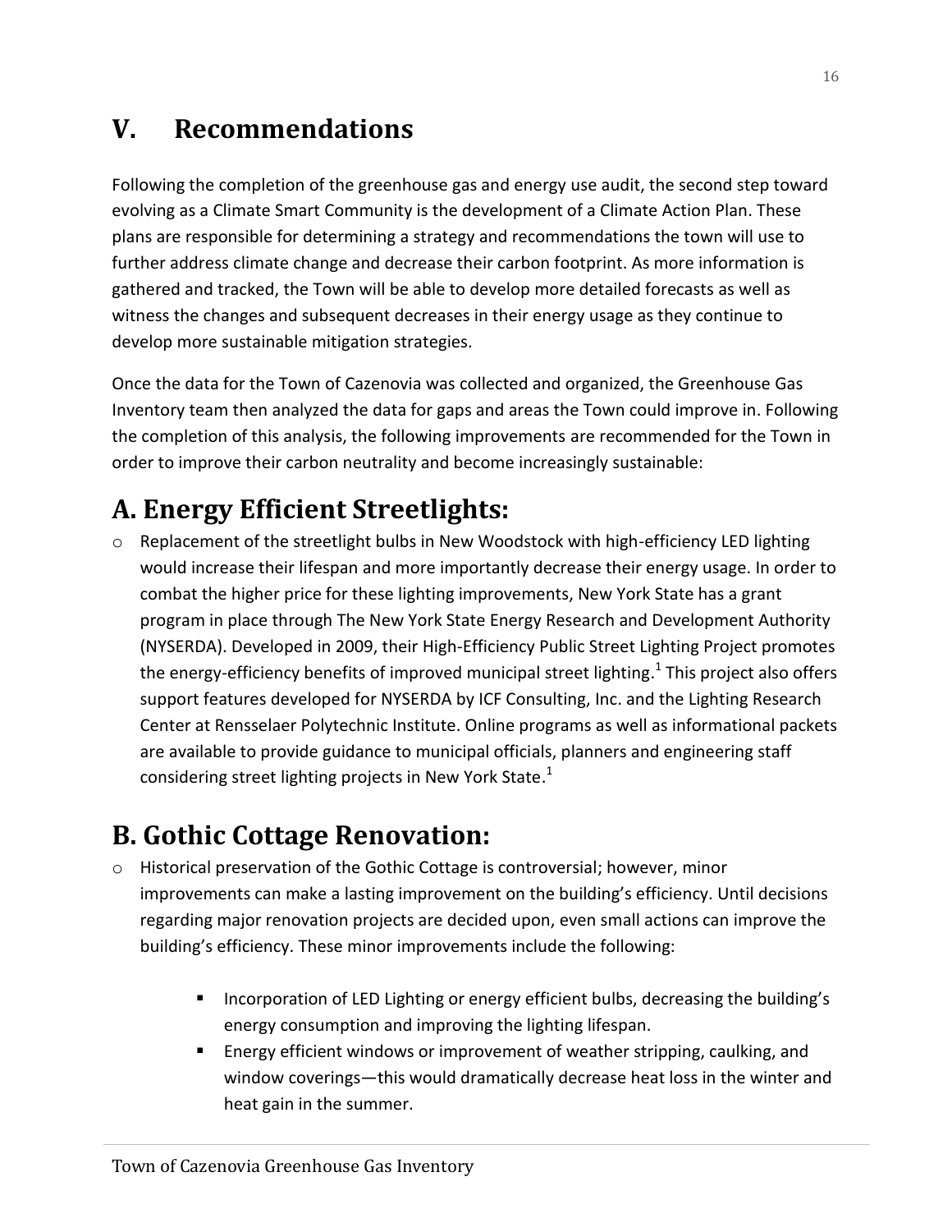# V. Recommendations

Following the completion of the greenhouse gas and energy use audit, the second step toward evolving as a Climate Smart Community is the development of a Climate Action Plan. These plans are responsible for determining a strategy and recommendations the town will use to further address climate change and decrease their carbon footprint. As more information is gathered and tracked, the Town will be able to develop more detailed forecasts as well as witness the changes and subsequent decreases in their energy usage as they continue to develop more sustainable mitigation strategies.

Once the data for the Town of Cazenovia was collected and organized, the Greenhouse Gas Inventory team then analyzed the data for gaps and areas the Town could improve in. Following the completion of this analysis, the following improvements are recommended for the Town in order to improve their carbon neutrality and become increasingly sustainable:

## A. Energy Efficient Streetlights:

- Replacement of the streetlight bulbs in New Woodstock with high-efficiency LED lighting would increase their lifespan and more importantly decrease their energy usage. In order to combat the higher price for these lighting improvements, New York State has a grant program in place through The New York State Energy Research and Development Authority (NYSERDA). Developed in 2009, their High-Efficiency Public Street Lighting Project promotes the energy-efficiency benefits of improved municipal street lighting.[1] This project also offers support features developed for NYSERDA by ICF Consulting, Inc. and the Lighting Research Center at Rensselaer Polytechnic Institute. Online programs as well as informational packets are available to provide guidance to municipal officials, planners and engineering staff considering street lighting projects in New York State.[1]

## B. Gothic Cottage Renovation:

- Historical preservation of the Gothic Cottage is controversial; however, minor improvements can make a lasting improvement on the building's efficiency. Until decisions regarding major renovation projects are decided upon, even small actions can improve the building's efficiency. These minor improvements include the following:
  - Incorporation of LED Lighting or energy efficient bulbs, decreasing the building's energy consumption and improving the lighting lifespan.
  - Energy efficient windows or improvement of weather stripping, caulking, and window coverings—this would dramatically decrease heat loss in the winter and heat gain in the summer.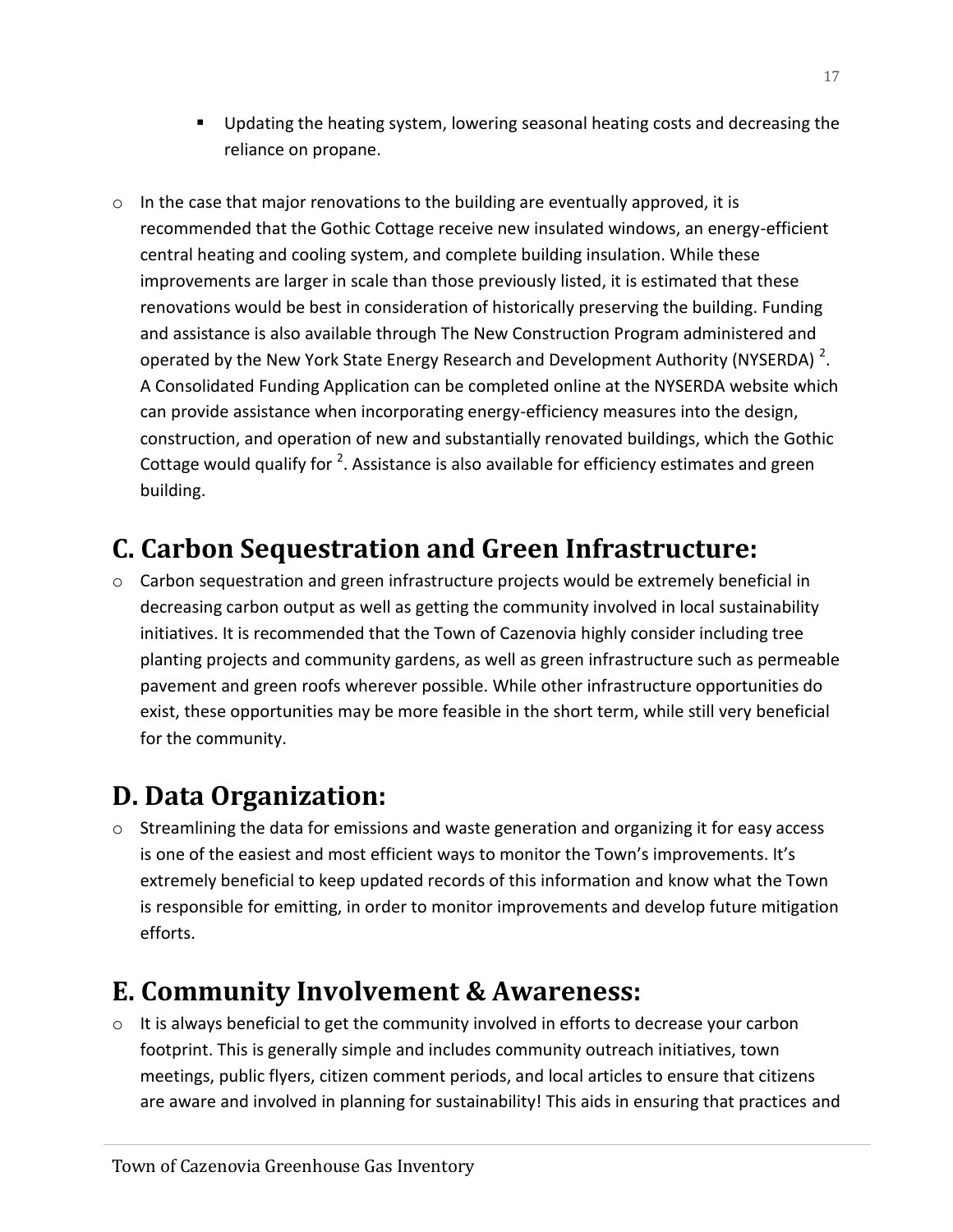- Updating the heating system, lowering seasonal heating costs and decreasing the reliance on propane.

- In the case that major renovations to the building are eventually approved, it is recommended that the Gothic Cottage receive new insulated windows, an energy-efficient central heating and cooling system, and complete building insulation. While these improvements are larger in scale than those previously listed, it is estimated that these renovations would be best in consideration of historically preserving the building. Funding and assistance is also available through The New Construction Program administered and operated by the New York State Energy Research and Development Authority (NYSERDA) [2]. A Consolidated Funding Application can be completed online at the NYSERDA website which can provide assistance when incorporating energy-efficiency measures into the design, construction, and operation of new and substantially renovated buildings, which the Gothic Cottage would qualify for [2]. Assistance is also available for efficiency estimates and green building.

# C. Carbon Sequestration and Green Infrastructure:

- Carbon sequestration and green infrastructure projects would be extremely beneficial in decreasing carbon output as well as getting the community involved in local sustainability initiatives. It is recommended that the Town of Cazenovia highly consider including tree planting projects and community gardens, as well as green infrastructure such as permeable pavement and green roofs wherever possible. While other infrastructure opportunities do exist, these opportunities may be more feasible in the short term, while still very beneficial for the community.

# D. Data Organization:

- Streamlining the data for emissions and waste generation and organizing it for easy access is one of the easiest and most efficient ways to monitor the Town's improvements. It's extremely beneficial to keep updated records of this information and know what the Town is responsible for emitting, in order to monitor improvements and develop future mitigation efforts.

# E. Community Involvement & Awareness:

- It is always beneficial to get the community involved in efforts to decrease your carbon footprint. This is generally simple and includes community outreach initiatives, town meetings, public flyers, citizen comment periods, and local articles to ensure that citizens are aware and involved in planning for sustainability! This aids in ensuring that practices and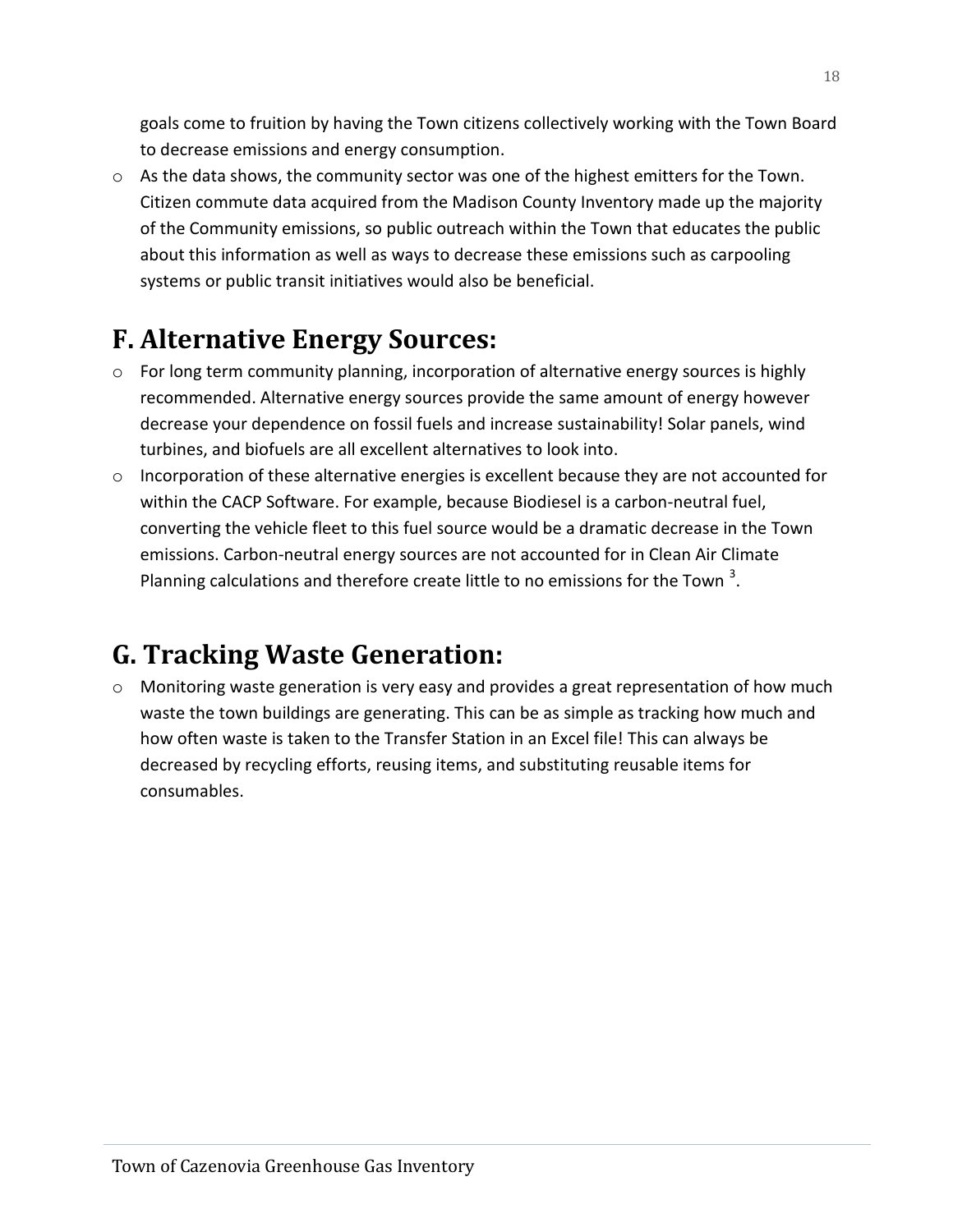goals come to fruition by having the Town citizens collectively working with the Town Board to decrease emissions and energy consumption.

- As the data shows, the community sector was one of the highest emitters for the Town. Citizen commute data acquired from the Madison County Inventory made up the majority of the Community emissions, so public outreach within the Town that educates the public about this information as well as ways to decrease these emissions such as carpooling systems or public transit initiatives would also be beneficial.

## F. Alternative Energy Sources:

- For long term community planning, incorporation of alternative energy sources is highly recommended. Alternative energy sources provide the same amount of energy however decrease your dependence on fossil fuels and increase sustainability! Solar panels, wind turbines, and biofuels are all excellent alternatives to look into.
- Incorporation of these alternative energies is excellent because they are not accounted for within the CACP Software. For example, because Biodiesel is a carbon-neutral fuel, converting the vehicle fleet to this fuel source would be a dramatic decrease in the Town emissions. Carbon-neutral energy sources are not accounted for in Clean Air Climate Planning calculations and therefore create little to no emissions for the Town [3].

## G. Tracking Waste Generation:

- Monitoring waste generation is very easy and provides a great representation of how much waste the town buildings are generating. This can be as simple as tracking how much and how often waste is taken to the Transfer Station in an Excel file! This can always be decreased by recycling efforts, reusing items, and substituting reusable items for consumables.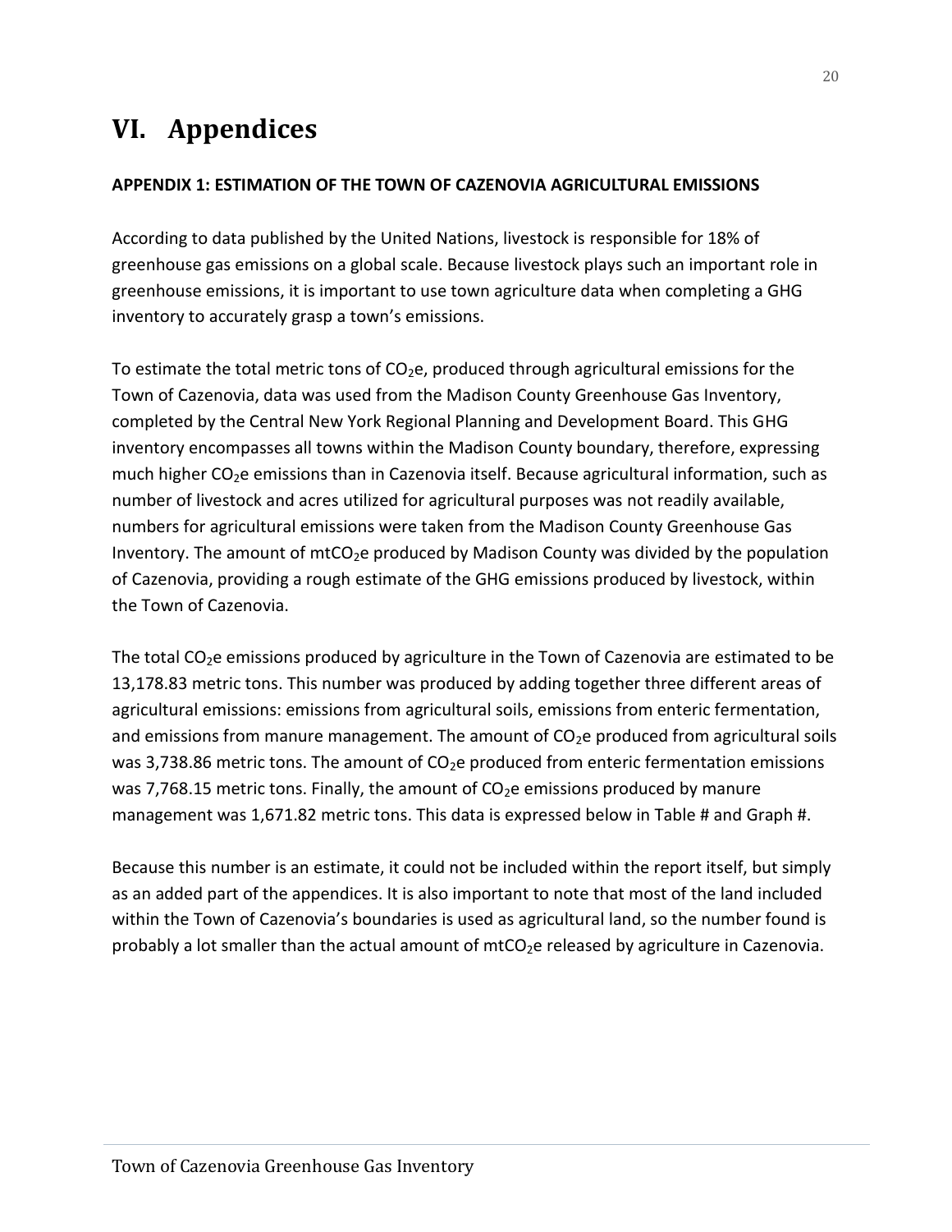# VI. Appendices

**APPENDIX 1: ESTIMATION OF THE TOWN OF CAZENOVIA AGRICULTURAL EMISSIONS**

According to data published by the United Nations, livestock is responsible for 18% of greenhouse gas emissions on a global scale. Because livestock plays such an important role in greenhouse emissions, it is important to use town agriculture data when completing a GHG inventory to accurately grasp a town's emissions.

To estimate the total metric tons of $CO_2$e, produced through agricultural emissions for the Town of Cazenovia, data was used from the Madison County Greenhouse Gas Inventory, completed by the Central New York Regional Planning and Development Board. This GHG inventory encompasses all towns within the Madison County boundary, therefore, expressing much higher $CO_2$e emissions than in Cazenovia itself. Because agricultural information, such as number of livestock and acres utilized for agricultural purposes was not readily available, numbers for agricultural emissions were taken from the Madison County Greenhouse Gas Inventory. The amount of mt$CO_2$e produced by Madison County was divided by the population of Cazenovia, providing a rough estimate of the GHG emissions produced by livestock, within the Town of Cazenovia.

The total $CO_2$e emissions produced by agriculture in the Town of Cazenovia are estimated to be 13,178.83 metric tons. This number was produced by adding together three different areas of agricultural emissions: emissions from agricultural soils, emissions from enteric fermentation, and emissions from manure management. The amount of $CO_2$e produced from agricultural soils was 3,738.86 metric tons. The amount of $CO_2$e produced from enteric fermentation emissions was 7,768.15 metric tons. Finally, the amount of $CO_2$e emissions produced by manure management was 1,671.82 metric tons. This data is expressed below in Table # and Graph #.

Because this number is an estimate, it could not be included within the report itself, but simply as an added part of the appendices. It is also important to note that most of the land included within the Town of Cazenovia's boundaries is used as agricultural land, so the number found is probably a lot smaller than the actual amount of mt$CO_2$e released by agriculture in Cazenovia.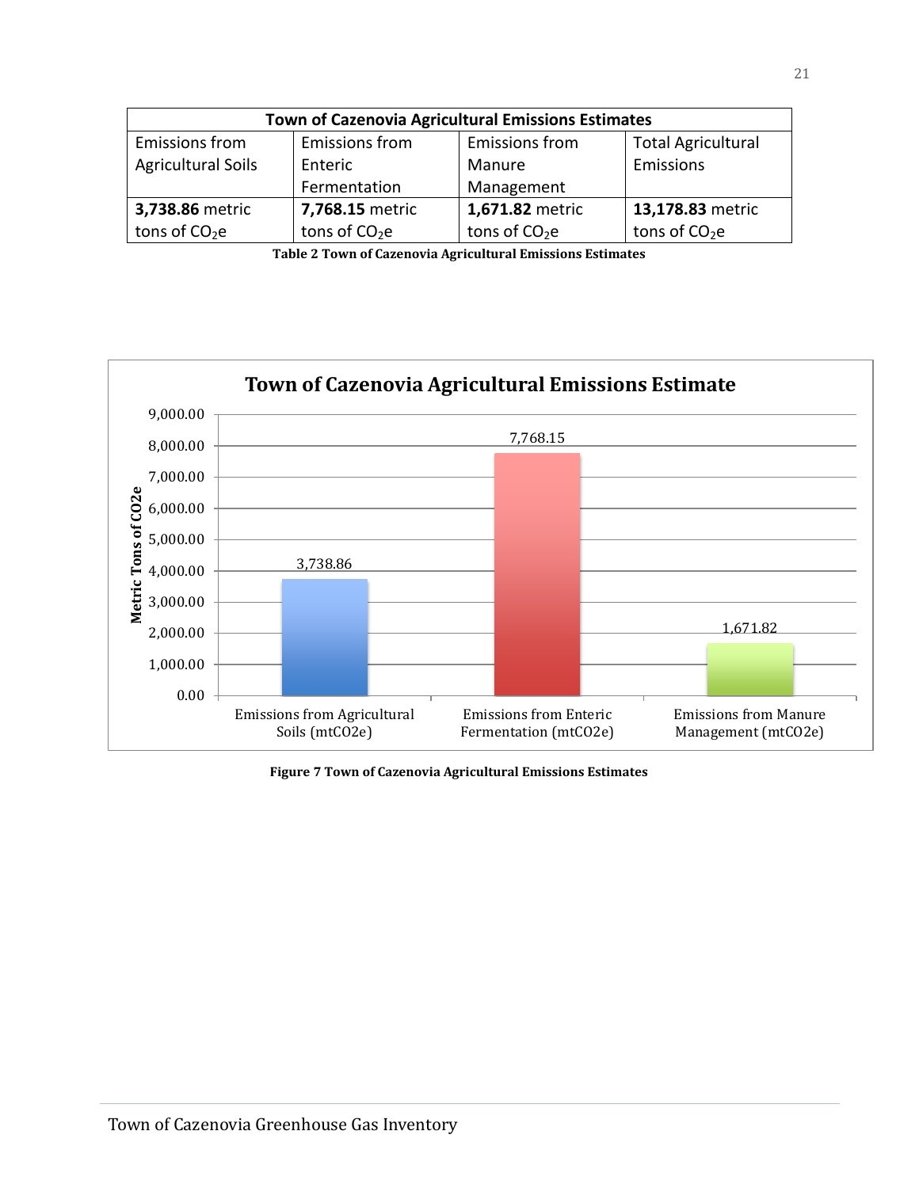| Town of Cazenovia Agricultural Emissions Estimates | | | |
|---|---|---|---|
| Emissions from Agricultural Soils | Emissions from Enteric Fermentation | Emissions from Manure Management | Total Agricultural Emissions |
| **3,738.86** metric tons of $CO_2e$ | **7,768.15** metric tons of $CO_2e$ | **1,671.82** metric tons of $CO_2e$ | **13,178.83** metric tons of $CO_2e$ |

**Table 2 Town of Cazenovia Agricultural Emissions Estimates**

**Town of Cazenovia Agricultural Emissions Estimate**

| | Metric Tons of CO2e |
|---|---|
| Emissions from Agricultural Soils (mtCO2e) | 3,738.86 |
| Emissions from Enteric Fermentation (mtCO2e) | 7,768.15 |
| Emissions from Manure Management (mtCO2e) | 1,671.82 |

**Figure 7 Town of Cazenovia Agricultural Emissions Estimates**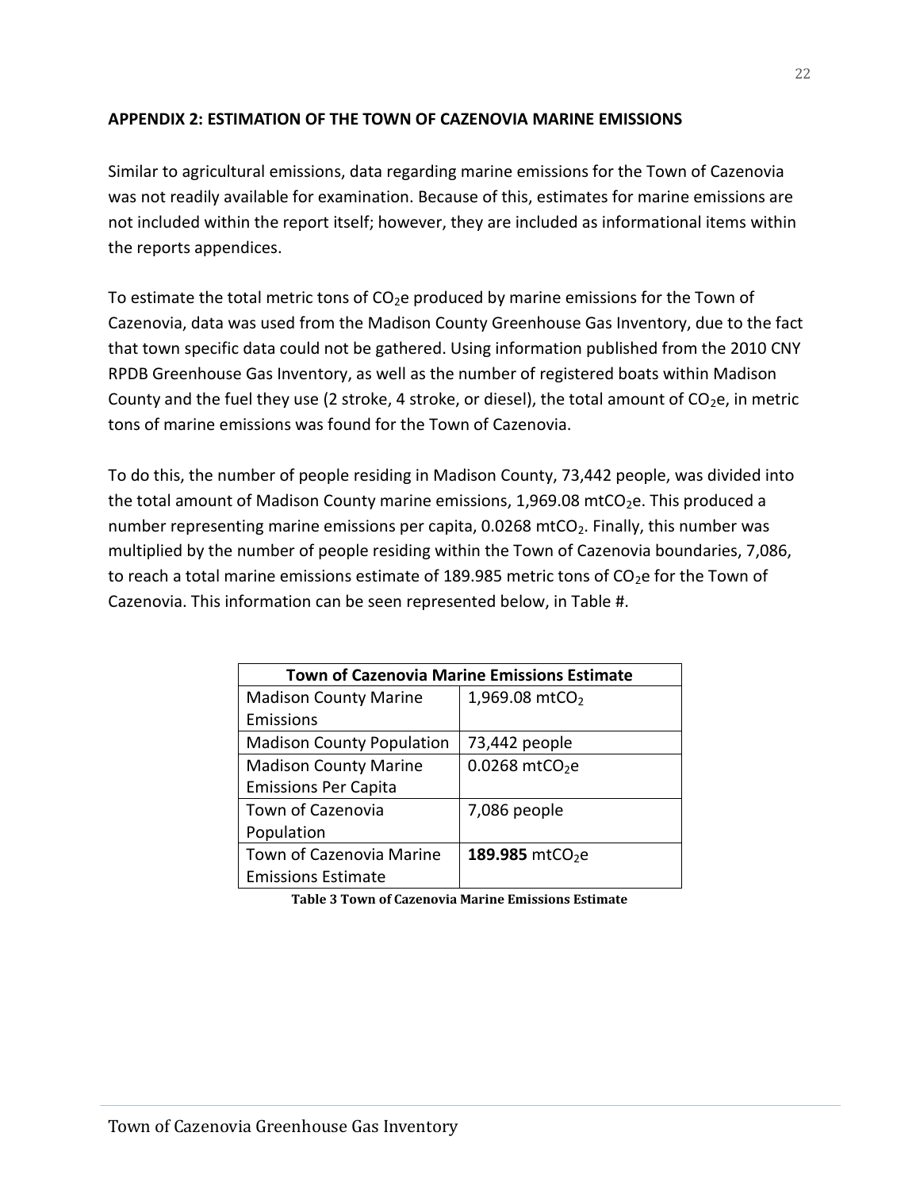## APPENDIX 2: ESTIMATION OF THE TOWN OF CAZENOVIA MARINE EMISSIONS

Similar to agricultural emissions, data regarding marine emissions for the Town of Cazenovia was not readily available for examination. Because of this, estimates for marine emissions are not included within the report itself; however, they are included as informational items within the reports appendices.

To estimate the total metric tons of $CO_2$e produced by marine emissions for the Town of Cazenovia, data was used from the Madison County Greenhouse Gas Inventory, due to the fact that town specific data could not be gathered. Using information published from the 2010 CNY RPDB Greenhouse Gas Inventory, as well as the number of registered boats within Madison County and the fuel they use (2 stroke, 4 stroke, or diesel), the total amount of $CO_2$e, in metric tons of marine emissions was found for the Town of Cazenovia.

To do this, the number of people residing in Madison County, 73,442 people, was divided into the total amount of Madison County marine emissions, 1,969.08 mt$CO_2$e. This produced a number representing marine emissions per capita, 0.0268 mt$CO_2$. Finally, this number was multiplied by the number of people residing within the Town of Cazenovia boundaries, 7,086, to reach a total marine emissions estimate of 189.985 metric tons of $CO_2$e for the Town of Cazenovia. This information can be seen represented below, in Table #.

| Town of Cazenovia Marine Emissions Estimate | |
|---|---|
| Madison County Marine Emissions | 1,969.08 mt$CO_2$ |
| Madison County Population | 73,442 people |
| Madison County Marine Emissions Per Capita | 0.0268 mt$CO_2$e |
| Town of Cazenovia Population | 7,086 people |
| Town of Cazenovia Marine Emissions Estimate | **189.985** mt$CO_2$e |

**Table 3 Town of Cazenovia Marine Emissions Estimate**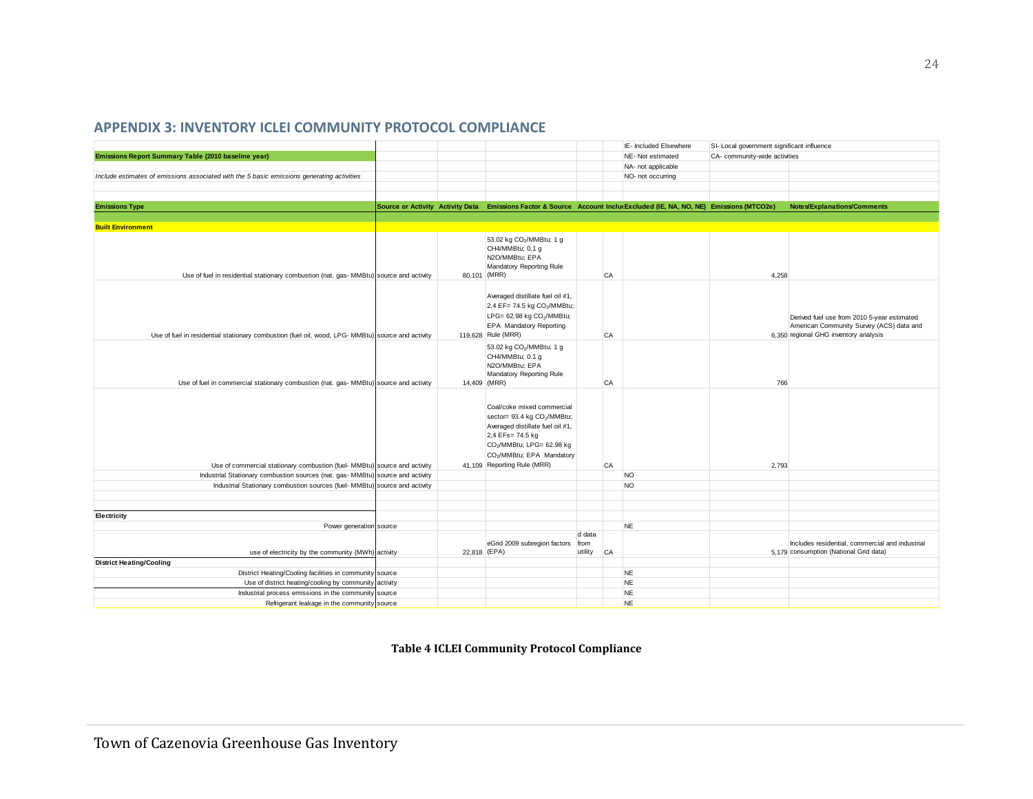## APPENDIX 3: INVENTORY ICLEI COMMUNITY PROTOCOL COMPLIANCE

| | | | | | | | | |
|---|---|---|---|---|---|---|---|---|
| | | | | | | IE- Included Elsewhere | SI- Local government significant influence | |
| **Emissions Report Summary Table (2010 baseline year)** | | | | | | NE- Not estimated | CA- community-wide activities | |
| | | | | | | NA- not applicable | | |
| *Include estimates of emissions associated with the 5 basic emissions generating activities* | | | | | | NO- not occurring | | |
| **Emissions Type** | **Source or Activity** | **Activity Data** | **Emissions Factor & Source** | **Account Included** | | **Excluded (IE, NA, NO, NE)** | **Emissions (MTCO2e)** | **Notes/Explanations/Comments** |
| **Built Environment** | | | | | | | | |
| Use of fuel in residential stationary combustion (nat. gas- MMBtu) | source and activity | 80,101 | 53.02 kg $CO_2$/MMBtu; 1 g CH4/MMBtu; 0.1 g N2O/MMBtu; EPA Mandatory Reporting Rule (MRR) | | CA | | 4,258 | |
| Use of fuel in residential stationary combustion (fuel oil, wood, LPG- MMBtu) | source and activity | 119,628 | Averaged distillate fuel oil #1, 2,4 EF= 74.5 kg $CO_2$/MMBtu; LPG= 62.98 kg $CO_2$/MMBtu; EPA Mandatory Reporting Rule (MRR) | | CA | | 6,350 | Derived fuel use from 2010 5-year estimated American Community Survey (ACS) data and regional GHG inventory analysis |
| Use of fuel in commercial stationary combustion (nat. gas- MMBtu) | source and activity | 14,409 | 53.02 kg $CO_2$/MMBtu; 1 g CH4/MMBtu; 0.1 g N2O/MMBtu; EPA Mandatory Reporting Rule (MRR) | | CA | | 766 | |
| Use of commercial stationary combustion (fuel- MMBtu) | source and activity | 41,109 | Coal/coke mixed commercial sector= 93.4 kg $CO_2$/MMBtu; Averaged distillate fuel oil #1, 2,4 EFs= 74.5 kg $CO_2$/MMBtu; LPG= 62.98 kg $CO_2$/MMBtu; EPA Mandatory Reporting Rule (MRR) | | CA | | 2,793 | |
| Industrial Stationary combustion sources (nat. gas- MMBtu) | source and activity | | | | | NO | | |
| Industrial Stationary combustion sources (fuel- MMBtu) | source and activity | | | | | NO | | |
| **Electricity** | | | | | | | | |
| Power generation | source | | | | | NE | | |
| use of electricity by the community (MWh) | activity | 22,818 | eGrid 2009 subregion factors (EPA) | d data from utility | CA | | 5,179 | Includes residential, commercial and industrial consumption (National Grid data) |
| **District Heating/Cooling** | | | | | | | | |
| District Heating/Cooling facilities in community | source | | | | | NE | | |
| Use of district heating/cooling by community | activity | | | | | NE | | |
| Industrial process emissions in the community | source | | | | | NE | | |
| Refrigerant leakage in the community | source | | | | | NE | | |

**Table 4 ICLEI Community Protocol Compliance**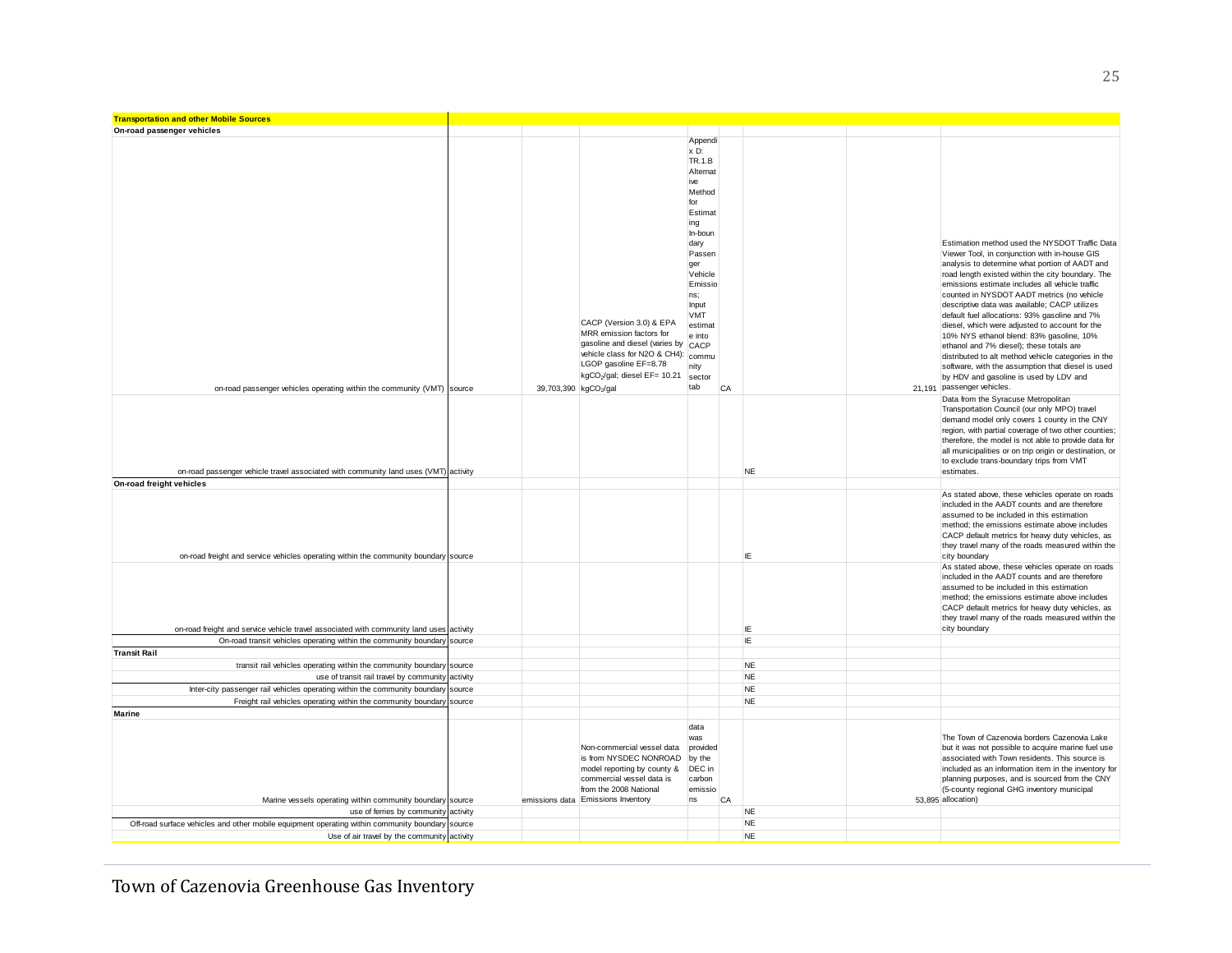| Transportation and other Mobile Sources | | | | | | | | |
|---|---|---|---|---|---|---|---|---|
| **On-road passenger vehicles** | | | | | | | | |
| on-road passenger vehicles operating within the community (VMT) | source | 39,703,390 | CACP (Version 3.0) & EPA MRR emission factors for gasoline and diesel (varies by vehicle class for N2O & CH4): LGOP gasoline EF=8.78 $kgCO_2$/gal; diesel EF= 10.21 $kgCO_2$/gal | Appendix D: TR.1.B Alternative Method for Estimating In-boundary Passenger Vehicle Emissions; Input VMT estimate into CACP community sector tab | CA | | 21,191 | Estimation method used the NYSDOT Traffic Data Viewer Tool, in conjunction with in-house GIS analysis to determine what portion of AADT and road length existed within the city boundary. The emissions estimate includes all vehicle traffic counted in NYSDOT AADT metrics (no vehicle descriptive data was available; CACP utilizes default fuel allocations: 93% gasoline and 7% diesel, which were adjusted to account for the 10% NYS ethanol blend: 83% gasoline, 10% ethanol and 7% diesel); these totals are distributed to alt method vehicle categories in the software, with the assumption that diesel is used by HDV and gasoline is used by LDV and passenger vehicles. |
| on-road passenger vehicle travel associated with community land uses (VMT) | activity | | | | | NE | | Data from the Syracuse Metropolitan Transportation Council (our only MPO) travel demand model only covers 1 county in the CNY region, with partial coverage of two other counties; therefore, the model is not able to provide data for all municipalities or on trip origin or destination, or to exclude trans-boundary trips from VMT estimates. |
| **On-road freight vehicles** | | | | | | | | |
| on-road freight and service vehicles operating within the community boundary | source | | | | | IE | | As stated above, these vehicles operate on roads included in the AADT counts and are therefore assumed to be included in this estimation method; the emissions estimate above includes CACP default metrics for heavy duty vehicles, as they travel many of the roads measured within the city boundary |
| on-road freight and service vehicle travel associated with community land uses | activity | | | | | IE | | As stated above, these vehicles operate on roads included in the AADT counts and are therefore assumed to be included in this estimation method; the emissions estimate above includes CACP default metrics for heavy duty vehicles, as they travel many of the roads measured within the city boundary |
| On-road transit vehicles operating within the community boundary | source | | | | | IE | | |
| **Transit Rail** | | | | | | | | |
| transit rail vehicles operating within the community boundary | source | | | | | NE | | |
| use of transit rail travel by community | activity | | | | | NE | | |
| Inter-city passenger rail vehicles operating within the community boundary | source | | | | | NE | | |
| Freight rail vehicles operating within the community boundary | source | | | | | NE | | |
| **Marine** | | | | | | | | |
| Marine vessels operating within community boundary | source | emissions data | Non-commercial vessel data is from NYSDEC NONROAD model reporting by county & commercial vessel data is from the 2008 National Emissions Inventory | data was provided by the DEC in carbon emissions | CA | | 53,895 | The Town of Cazenovia borders Cazenovia Lake but it was not possible to acquire marine fuel use associated with Town residents. This source is included as an information item in the inventory for planning purposes, and is sourced from the CNY (5-county regional GHG inventory municipal allocation) |
| use of ferries by community | activity | | | | | NE | | |
| Off-road surface vehicles and other mobile equipment operating within community boundary | source | | | | | NE | | |
| Use of air travel by the community | activity | | | | | NE | | |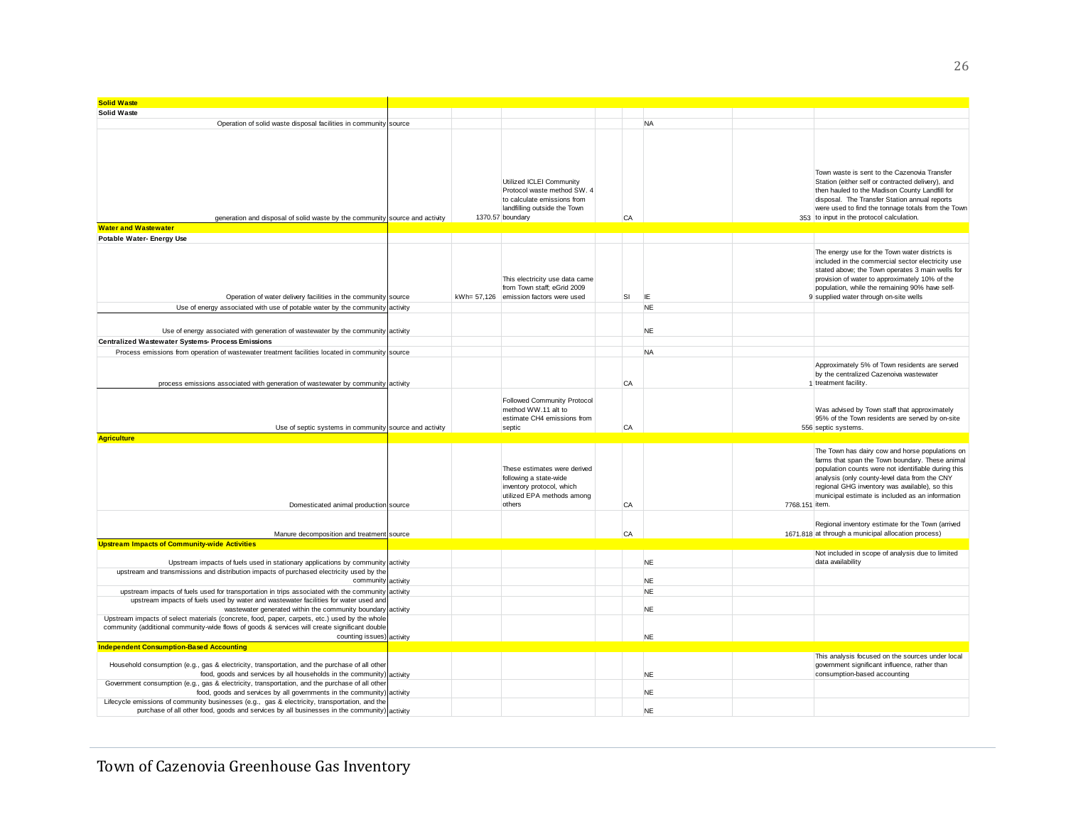| | | | | | | | | |
|---|---|---|---|---|---|---|---|---|
| **Solid Waste** | | | | | | | | |
| **Solid Waste** | | | | | | | | |
| Operation of solid waste disposal facilities in community | source | | | | | NA | | |
| generation and disposal of solid waste by the community | source and activity | 1370.57 | Utilized ICLEI Community Protocol waste method SW. 4 to calculate emissions from landfilling outside the Town boundary | | CA | | 353 | Town waste is sent to the Cazenovia Transfer Station (either self or contracted delivery), and then hauled to the Madison County Landfill for disposal. The Transfer Station annual reports were used to find the tonnage totals from the Town to input in the protocol calculation. |
| **Water and Wastewater** | | | | | | | | |
| **Potable Water- Energy Use** | | | | | | | | |
| Operation of water delivery facilities in the community | source | kWh= 57,126 | This electricity use data came from Town staff; eGrid 2009 emission factors were used | | SI | IE | 9 | The energy use for the Town water districts is included in the commercial sector electricity use stated above; the Town operates 3 main wells for provision of water to approximately 10% of the population, while the remaining 90% have self-supplied water through on-site wells |
| Use of energy associated with use of potable water by the community | activity | | | | | NE | | |
| Use of energy associated with generation of wastewater by the community | activity | | | | | NE | | |
| **Centralized Wastewater Systems- Process Emissions** | | | | | | | | |
| Process emissions from operation of wastewater treatment facilities located in community | source | | | | | NA | | |
| process emissions associated with generation of wastewater by community | activity | | | | CA | | 1 | Approximately 5% of Town residents are served by the centralized Cazenoiva wastewater treatment facility. |
| Use of septic systems in community | source and activity | | Followed Community Protocol method WW.11 alt to estimate CH4 emissions from septic | | CA | | 556 | Was advised by Town staff that approximately 95% of the Town residents are served by on-site septic systems. |
| **Agriculture** | | | | | | | | |
| Domesticated animal production | source | | These estimates were derived following a state-wide inventory protocol, which utilized EPA methods among others | | CA | | 7768.151 | The Town has dairy cow and horse populations on farms that span the Town boundary. These animal population counts were not identifiable during this analysis (only county-level data from the CNY regional GHG inventory was available), so this municipal estimate is included as an information item. |
| Manure decomposition and treatment | source | | | | CA | | 1671.818 | Regional inventory estimate for the Town (arrived at through a municipal allocation process) |
| **Upstream Impacts of Community-wide Activities** | | | | | | | | |
| Upstream impacts of fuels used in stationary applications by community | activity | | | | | NE | | Not included in scope of analysis due to limited data availability |
| upstream and transmissions and distribution impacts of purchased electricity used by the community | activity | | | | | NE | | |
| upstream impacts of fuels used for transportation in trips associated with the community | activity | | | | | NE | | |
| upstream impacts of fuels used by water and wastewater facilities for water used and wastewater generated within the community boundary | activity | | | | | NE | | |
| Upstream impacts of select materials (concrete, food, paper, carpets, etc.) used by the whole community (additional community-wide flows of goods & services will create significant double counting issues) | activity | | | | | NE | | |
| **Independent Consumption-Based Accounting** | | | | | | | | |
| Household consumption (e.g., gas & electricity, transportation, and the purchase of all other food, goods and services by all households in the community) | activity | | | | | NE | | This analysis focused on the sources under local government significant influence, rather than consumption-based accounting |
| Government consumption (e.g., gas & electricity, transportation, and the purchase of all other food, goods and services by all governments in the community) | activity | | | | | NE | | |
| Lifecycle emissions of community businesses (e.g., gas & electricity, transportation, and the purchase of all other food, goods and services by all businesses in the community) | activity | | | | | NE | | |